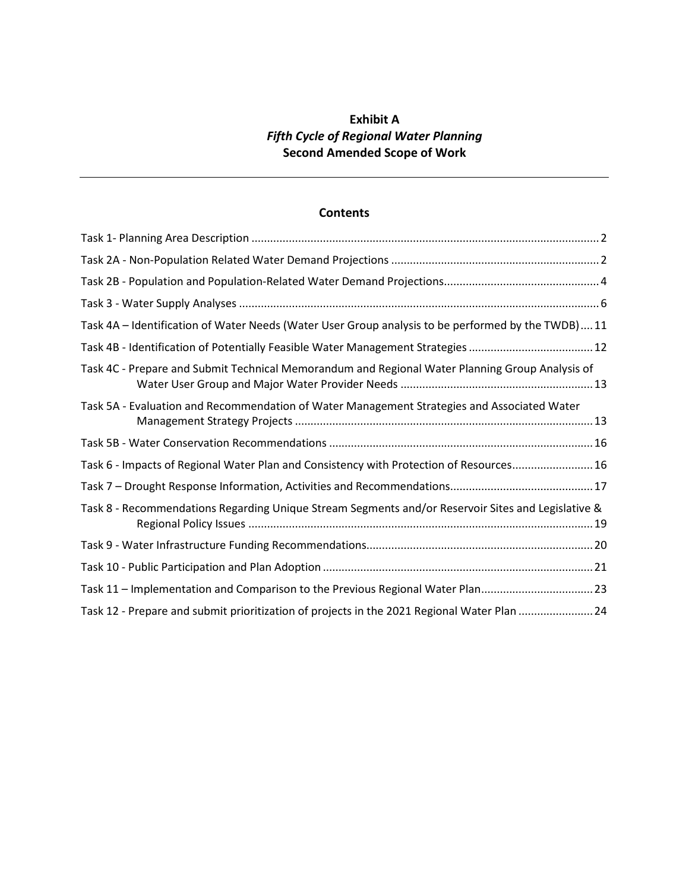# Exhibit A
## *Fifth Cycle of Regional Water Planning*
## Second Amended Scope of Work

---

### Contents

Task 1- Planning Area Description ........ 2

Task 2A - Non-Population Related Water Demand Projections ........ 2

Task 2B - Population and Population-Related Water Demand Projections ........ 4

Task 3 - Water Supply Analyses ........ 6

Task 4A – Identification of Water Needs (Water User Group analysis to be performed by the TWDB) .... 11

Task 4B - Identification of Potentially Feasible Water Management Strategies ........ 12

Task 4C - Prepare and Submit Technical Memorandum and Regional Water Planning Group Analysis of Water User Group and Major Water Provider Needs ........ 13

Task 5A - Evaluation and Recommendation of Water Management Strategies and Associated Water Management Strategy Projects ........ 13

Task 5B - Water Conservation Recommendations ........ 16

Task 6 - Impacts of Regional Water Plan and Consistency with Protection of Resources ........ 16

Task 7 – Drought Response Information, Activities and Recommendations ........ 17

Task 8 - Recommendations Regarding Unique Stream Segments and/or Reservoir Sites and Legislative & Regional Policy Issues ........ 19

Task 9 - Water Infrastructure Funding Recommendations ........ 20

Task 10 - Public Participation and Plan Adoption ........ 21

Task 11 – Implementation and Comparison to the Previous Regional Water Plan ........ 23

Task 12 - Prepare and submit prioritization of projects in the 2021 Regional Water Plan ........ 24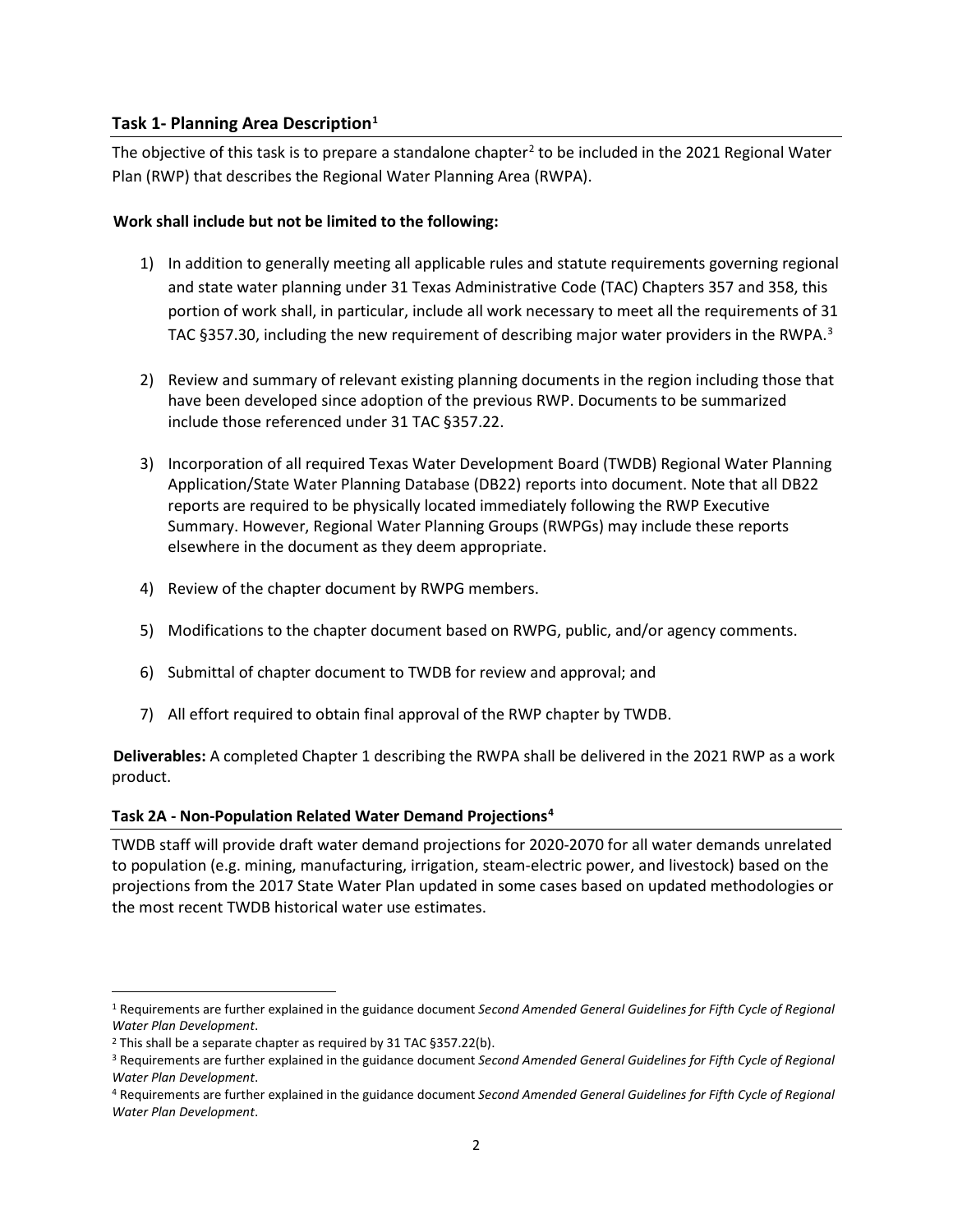### Task 1- Planning Area Description[1]

The objective of this task is to prepare a standalone chapter[2] to be included in the 2021 Regional Water Plan (RWP) that describes the Regional Water Planning Area (RWPA).

**Work shall include but not be limited to the following:**

1) In addition to generally meeting all applicable rules and statute requirements governing regional and state water planning under 31 Texas Administrative Code (TAC) Chapters 357 and 358, this portion of work shall, in particular, include all work necessary to meet all the requirements of 31 TAC §357.30, including the new requirement of describing major water providers in the RWPA.[3]

2) Review and summary of relevant existing planning documents in the region including those that have been developed since adoption of the previous RWP. Documents to be summarized include those referenced under 31 TAC §357.22.

3) Incorporation of all required Texas Water Development Board (TWDB) Regional Water Planning Application/State Water Planning Database (DB22) reports into document. Note that all DB22 reports are required to be physically located immediately following the RWP Executive Summary. However, Regional Water Planning Groups (RWPGs) may include these reports elsewhere in the document as they deem appropriate.

4) Review of the chapter document by RWPG members.

5) Modifications to the chapter document based on RWPG, public, and/or agency comments.

6) Submittal of chapter document to TWDB for review and approval; and

7) All effort required to obtain final approval of the RWP chapter by TWDB.

**Deliverables:** A completed Chapter 1 describing the RWPA shall be delivered in the 2021 RWP as a work product.

### Task 2A - Non-Population Related Water Demand Projections[4]

TWDB staff will provide draft water demand projections for 2020-2070 for all water demands unrelated to population (e.g. mining, manufacturing, irrigation, steam-electric power, and livestock) based on the projections from the 2017 State Water Plan updated in some cases based on updated methodologies or the most recent TWDB historical water use estimates.

---

[1] Requirements are further explained in the guidance document *Second Amended General Guidelines for Fifth Cycle of Regional Water Plan Development*.

[2] This shall be a separate chapter as required by 31 TAC §357.22(b).

[3] Requirements are further explained in the guidance document *Second Amended General Guidelines for Fifth Cycle of Regional Water Plan Development*.

[4] Requirements are further explained in the guidance document *Second Amended General Guidelines for Fifth Cycle of Regional Water Plan Development*.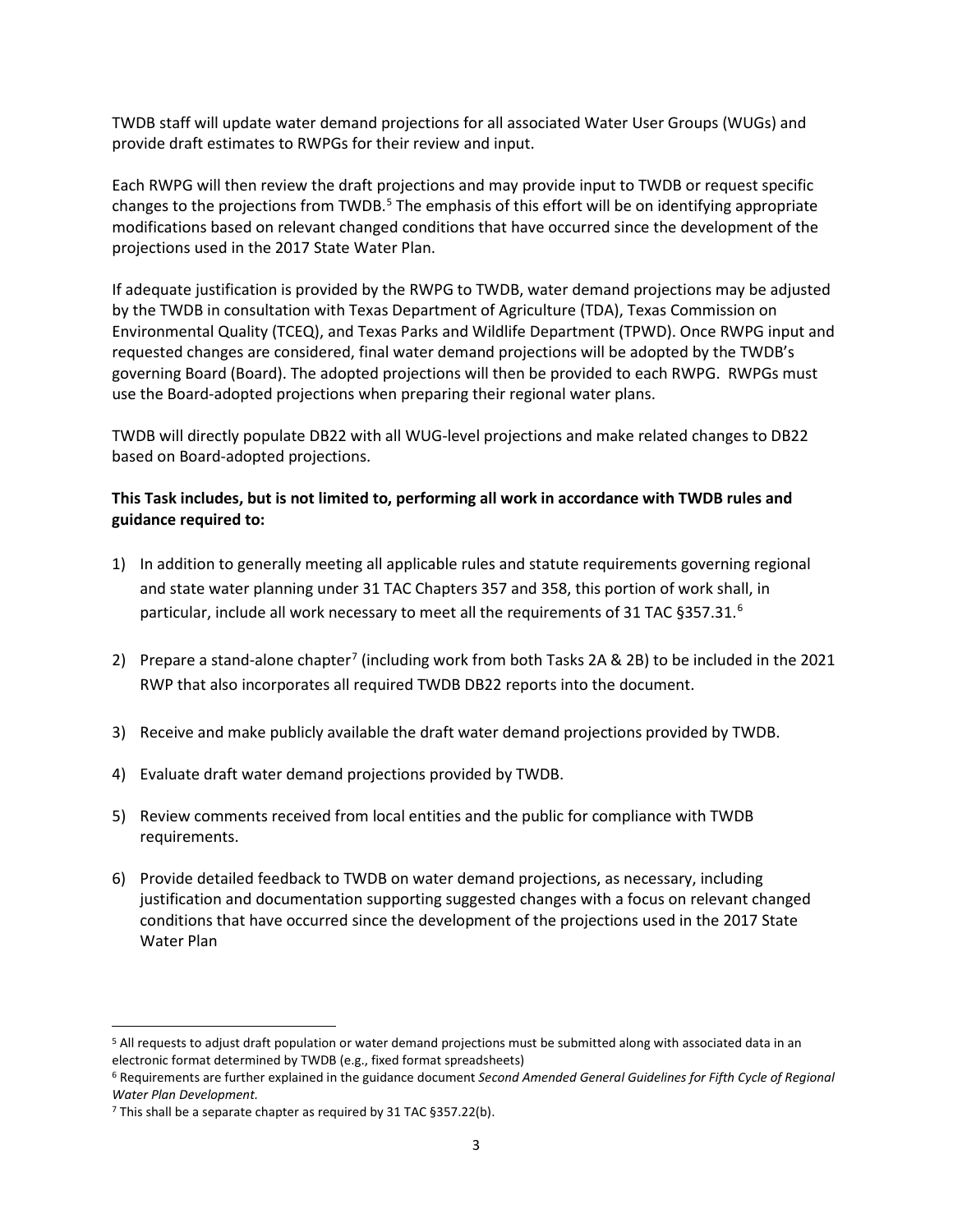TWDB staff will update water demand projections for all associated Water User Groups (WUGs) and provide draft estimates to RWPGs for their review and input.

Each RWPG will then review the draft projections and may provide input to TWDB or request specific changes to the projections from TWDB.[5] The emphasis of this effort will be on identifying appropriate modifications based on relevant changed conditions that have occurred since the development of the projections used in the 2017 State Water Plan.

If adequate justification is provided by the RWPG to TWDB, water demand projections may be adjusted by the TWDB in consultation with Texas Department of Agriculture (TDA), Texas Commission on Environmental Quality (TCEQ), and Texas Parks and Wildlife Department (TPWD). Once RWPG input and requested changes are considered, final water demand projections will be adopted by the TWDB's governing Board (Board). The adopted projections will then be provided to each RWPG. RWPGs must use the Board-adopted projections when preparing their regional water plans.

TWDB will directly populate DB22 with all WUG-level projections and make related changes to DB22 based on Board-adopted projections.

**This Task includes, but is not limited to, performing all work in accordance with TWDB rules and guidance required to:**

1) In addition to generally meeting all applicable rules and statute requirements governing regional and state water planning under 31 TAC Chapters 357 and 358, this portion of work shall, in particular, include all work necessary to meet all the requirements of 31 TAC §357.31.[6]

2) Prepare a stand-alone chapter[7] (including work from both Tasks 2A & 2B) to be included in the 2021 RWP that also incorporates all required TWDB DB22 reports into the document.

3) Receive and make publicly available the draft water demand projections provided by TWDB.

4) Evaluate draft water demand projections provided by TWDB.

5) Review comments received from local entities and the public for compliance with TWDB requirements.

6) Provide detailed feedback to TWDB on water demand projections, as necessary, including justification and documentation supporting suggested changes with a focus on relevant changed conditions that have occurred since the development of the projections used in the 2017 State Water Plan

---

[5] All requests to adjust draft population or water demand projections must be submitted along with associated data in an electronic format determined by TWDB (e.g., fixed format spreadsheets)

[6] Requirements are further explained in the guidance document *Second Amended General Guidelines for Fifth Cycle of Regional Water Plan Development.*

[7] This shall be a separate chapter as required by 31 TAC §357.22(b).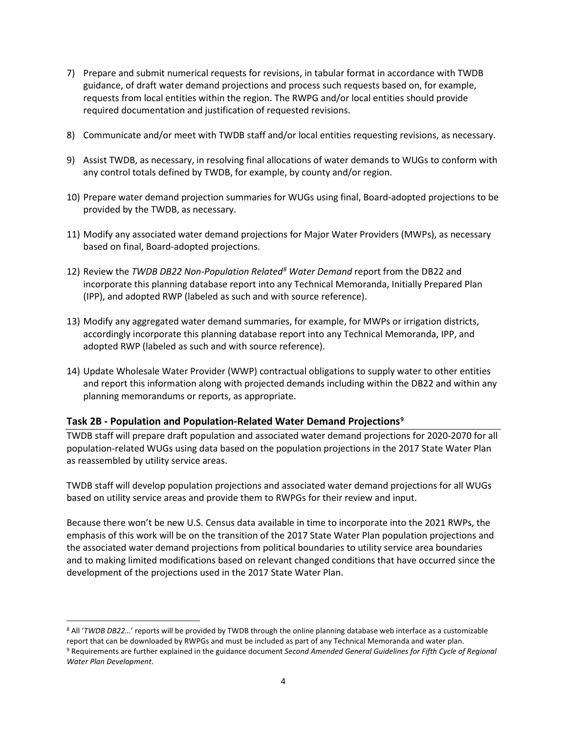7) Prepare and submit numerical requests for revisions, in tabular format in accordance with TWDB guidance, of draft water demand projections and process such requests based on, for example, requests from local entities within the region. The RWPG and/or local entities should provide required documentation and justification of requested revisions.

8) Communicate and/or meet with TWDB staff and/or local entities requesting revisions, as necessary.

9) Assist TWDB, as necessary, in resolving final allocations of water demands to WUGs to conform with any control totals defined by TWDB, for example, by county and/or region.

10) Prepare water demand projection summaries for WUGs using final, Board-adopted projections to be provided by the TWDB, as necessary.

11) Modify any associated water demand projections for Major Water Providers (MWPs), as necessary based on final, Board-adopted projections.

12) Review the *TWDB DB22 Non-Population Related*[8] *Water Demand* report from the DB22 and incorporate this planning database report into any Technical Memoranda, Initially Prepared Plan (IPP), and adopted RWP (labeled as such and with source reference).

13) Modify any aggregated water demand summaries, for example, for MWPs or irrigation districts, accordingly incorporate this planning database report into any Technical Memoranda, IPP, and adopted RWP (labeled as such and with source reference).

14) Update Wholesale Water Provider (WWP) contractual obligations to supply water to other entities and report this information along with projected demands including within the DB22 and within any planning memorandums or reports, as appropriate.

### Task 2B - Population and Population-Related Water Demand Projections[9]

TWDB staff will prepare draft population and associated water demand projections for 2020-2070 for all population-related WUGs using data based on the population projections in the 2017 State Water Plan as reassembled by utility service areas.

TWDB staff will develop population projections and associated water demand projections for all WUGs based on utility service areas and provide them to RWPGs for their review and input.

Because there won't be new U.S. Census data available in time to incorporate into the 2021 RWPs, the emphasis of this work will be on the transition of the 2017 State Water Plan population projections and the associated water demand projections from political boundaries to utility service area boundaries and to making limited modifications based on relevant changed conditions that have occurred since the development of the projections used in the 2017 State Water Plan.

---

[8] All '*TWDB DB22…*' reports will be provided by TWDB through the online planning database web interface as a customizable report that can be downloaded by RWPGs and must be included as part of any Technical Memoranda and water plan.

[9] Requirements are further explained in the guidance document *Second Amended General Guidelines for Fifth Cycle of Regional Water Plan Development*.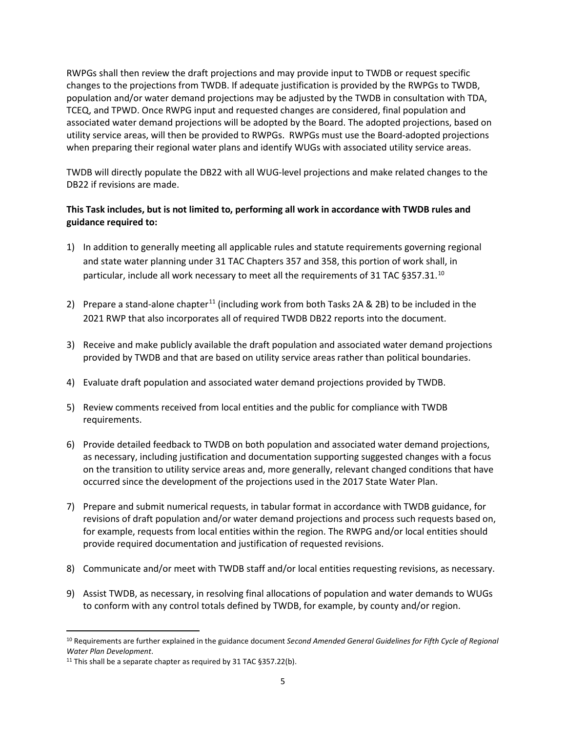RWPGs shall then review the draft projections and may provide input to TWDB or request specific changes to the projections from TWDB. If adequate justification is provided by the RWPGs to TWDB, population and/or water demand projections may be adjusted by the TWDB in consultation with TDA, TCEQ, and TPWD. Once RWPG input and requested changes are considered, final population and associated water demand projections will be adopted by the Board. The adopted projections, based on utility service areas, will then be provided to RWPGs. RWPGs must use the Board-adopted projections when preparing their regional water plans and identify WUGs with associated utility service areas.

TWDB will directly populate the DB22 with all WUG-level projections and make related changes to the DB22 if revisions are made.

**This Task includes, but is not limited to, performing all work in accordance with TWDB rules and guidance required to:**

1) In addition to generally meeting all applicable rules and statute requirements governing regional and state water planning under 31 TAC Chapters 357 and 358, this portion of work shall, in particular, include all work necessary to meet all the requirements of 31 TAC §357.31.[10]

2) Prepare a stand-alone chapter[11] (including work from both Tasks 2A & 2B) to be included in the 2021 RWP that also incorporates all of required TWDB DB22 reports into the document.

3) Receive and make publicly available the draft population and associated water demand projections provided by TWDB and that are based on utility service areas rather than political boundaries.

4) Evaluate draft population and associated water demand projections provided by TWDB.

5) Review comments received from local entities and the public for compliance with TWDB requirements.

6) Provide detailed feedback to TWDB on both population and associated water demand projections, as necessary, including justification and documentation supporting suggested changes with a focus on the transition to utility service areas and, more generally, relevant changed conditions that have occurred since the development of the projections used in the 2017 State Water Plan.

7) Prepare and submit numerical requests, in tabular format in accordance with TWDB guidance, for revisions of draft population and/or water demand projections and process such requests based on, for example, requests from local entities within the region. The RWPG and/or local entities should provide required documentation and justification of requested revisions.

8) Communicate and/or meet with TWDB staff and/or local entities requesting revisions, as necessary.

9) Assist TWDB, as necessary, in resolving final allocations of population and water demands to WUGs to conform with any control totals defined by TWDB, for example, by county and/or region.

---

[10] Requirements are further explained in the guidance document *Second Amended General Guidelines for Fifth Cycle of Regional Water Plan Development*.

[11] This shall be a separate chapter as required by 31 TAC §357.22(b).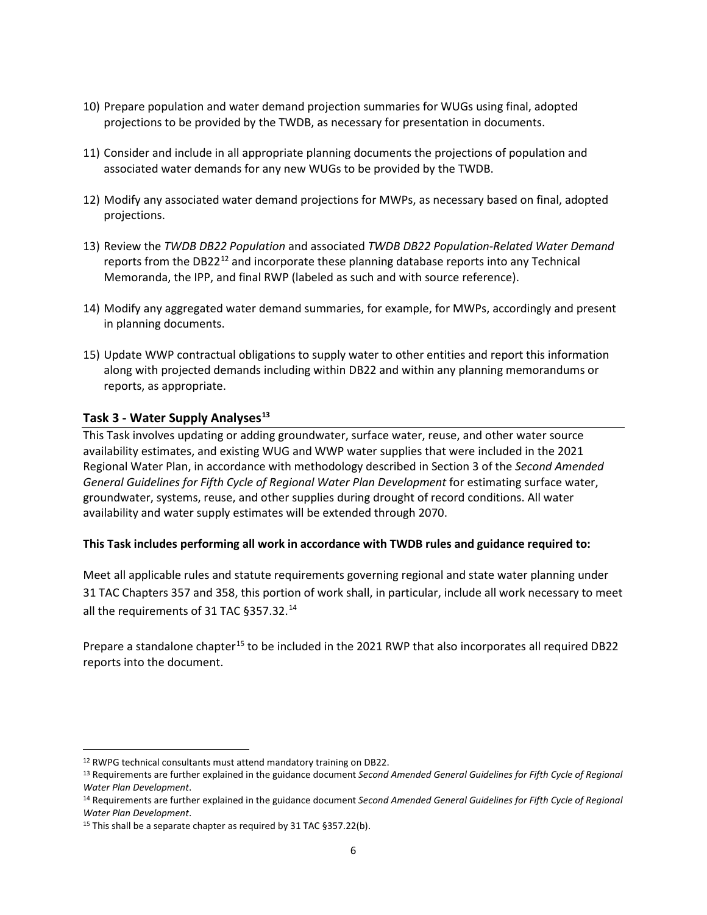10) Prepare population and water demand projection summaries for WUGs using final, adopted projections to be provided by the TWDB, as necessary for presentation in documents.

11) Consider and include in all appropriate planning documents the projections of population and associated water demands for any new WUGs to be provided by the TWDB.

12) Modify any associated water demand projections for MWPs, as necessary based on final, adopted projections.

13) Review the *TWDB DB22 Population* and associated *TWDB DB22 Population-Related Water Demand* reports from the DB22[12] and incorporate these planning database reports into any Technical Memoranda, the IPP, and final RWP (labeled as such and with source reference).

14) Modify any aggregated water demand summaries, for example, for MWPs, accordingly and present in planning documents.

15) Update WWP contractual obligations to supply water to other entities and report this information along with projected demands including within DB22 and within any planning memorandums or reports, as appropriate.

## Task 3 - Water Supply Analyses[13]

This Task involves updating or adding groundwater, surface water, reuse, and other water source availability estimates, and existing WUG and WWP water supplies that were included in the 2021 Regional Water Plan, in accordance with methodology described in Section 3 of the *Second Amended General Guidelines for Fifth Cycle of Regional Water Plan Development* for estimating surface water, groundwater, systems, reuse, and other supplies during drought of record conditions. All water availability and water supply estimates will be extended through 2070.

**This Task includes performing all work in accordance with TWDB rules and guidance required to:**

Meet all applicable rules and statute requirements governing regional and state water planning under 31 TAC Chapters 357 and 358, this portion of work shall, in particular, include all work necessary to meet all the requirements of 31 TAC §357.32.[14]

Prepare a standalone chapter[15] to be included in the 2021 RWP that also incorporates all required DB22 reports into the document.

---

[12] RWPG technical consultants must attend mandatory training on DB22.

[13] Requirements are further explained in the guidance document *Second Amended General Guidelines for Fifth Cycle of Regional Water Plan Development*.

[14] Requirements are further explained in the guidance document *Second Amended General Guidelines for Fifth Cycle of Regional Water Plan Development*.

[15] This shall be a separate chapter as required by 31 TAC §357.22(b).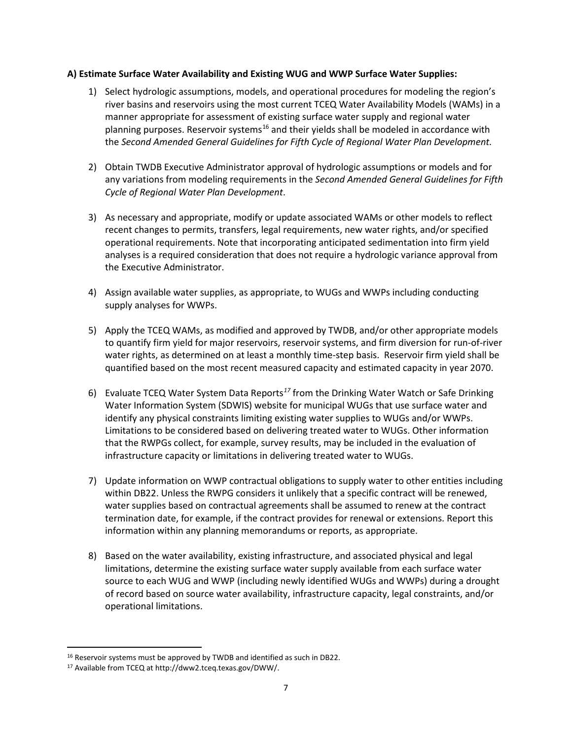**A) Estimate Surface Water Availability and Existing WUG and WWP Surface Water Supplies:**

1) Select hydrologic assumptions, models, and operational procedures for modeling the region's river basins and reservoirs using the most current TCEQ Water Availability Models (WAMs) in a manner appropriate for assessment of existing surface water supply and regional water planning purposes. Reservoir systems[16] and their yields shall be modeled in accordance with the *Second Amended General Guidelines for Fifth Cycle of Regional Water Plan Development.*

2) Obtain TWDB Executive Administrator approval of hydrologic assumptions or models and for any variations from modeling requirements in the *Second Amended General Guidelines for Fifth Cycle of Regional Water Plan Development*.

3) As necessary and appropriate, modify or update associated WAMs or other models to reflect recent changes to permits, transfers, legal requirements, new water rights, and/or specified operational requirements. Note that incorporating anticipated sedimentation into firm yield analyses is a required consideration that does not require a hydrologic variance approval from the Executive Administrator.

4) Assign available water supplies, as appropriate, to WUGs and WWPs including conducting supply analyses for WWPs.

5) Apply the TCEQ WAMs, as modified and approved by TWDB, and/or other appropriate models to quantify firm yield for major reservoirs, reservoir systems, and firm diversion for run-of-river water rights, as determined on at least a monthly time-step basis. Reservoir firm yield shall be quantified based on the most recent measured capacity and estimated capacity in year 2070.

6) Evaluate TCEQ Water System Data Reports[17] from the Drinking Water Watch or Safe Drinking Water Information System (SDWIS) website for municipal WUGs that use surface water and identify any physical constraints limiting existing water supplies to WUGs and/or WWPs. Limitations to be considered based on delivering treated water to WUGs. Other information that the RWPGs collect, for example, survey results, may be included in the evaluation of infrastructure capacity or limitations in delivering treated water to WUGs.

7) Update information on WWP contractual obligations to supply water to other entities including within DB22. Unless the RWPG considers it unlikely that a specific contract will be renewed, water supplies based on contractual agreements shall be assumed to renew at the contract termination date, for example, if the contract provides for renewal or extensions. Report this information within any planning memorandums or reports, as appropriate.

8) Based on the water availability, existing infrastructure, and associated physical and legal limitations, determine the existing surface water supply available from each surface water source to each WUG and WWP (including newly identified WUGs and WWPs) during a drought of record based on source water availability, infrastructure capacity, legal constraints, and/or operational limitations.

---

[16] Reservoir systems must be approved by TWDB and identified as such in DB22.

[17] Available from TCEQ at http://dww2.tceq.texas.gov/DWW/.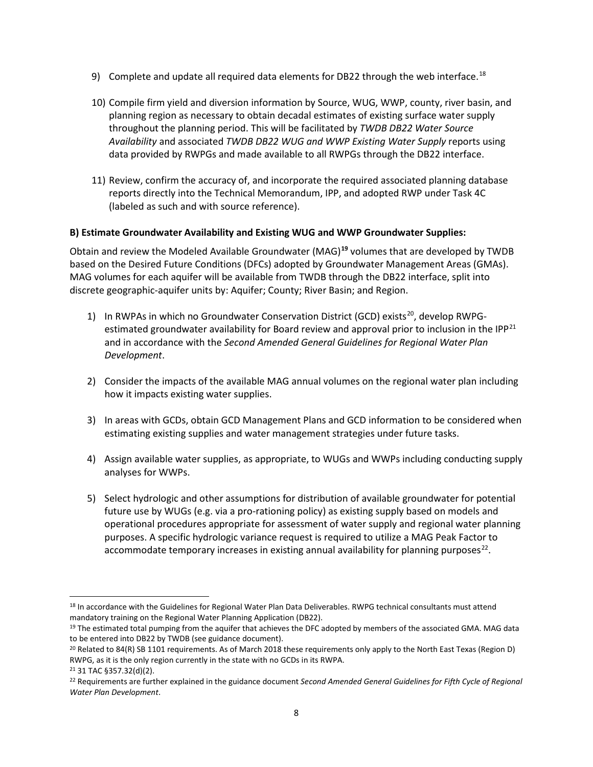9) Complete and update all required data elements for DB22 through the web interface.[18]

10) Compile firm yield and diversion information by Source, WUG, WWP, county, river basin, and planning region as necessary to obtain decadal estimates of existing surface water supply throughout the planning period. This will be facilitated by *TWDB DB22 Water Source Availability* and associated *TWDB DB22 WUG and WWP Existing Water Supply* reports using data provided by RWPGs and made available to all RWPGs through the DB22 interface.

11) Review, confirm the accuracy of, and incorporate the required associated planning database reports directly into the Technical Memorandum, IPP, and adopted RWP under Task 4C (labeled as such and with source reference).

**B) Estimate Groundwater Availability and Existing WUG and WWP Groundwater Supplies:**

Obtain and review the Modeled Available Groundwater (MAG)[19] volumes that are developed by TWDB based on the Desired Future Conditions (DFCs) adopted by Groundwater Management Areas (GMAs). MAG volumes for each aquifer will be available from TWDB through the DB22 interface, split into discrete geographic-aquifer units by: Aquifer; County; River Basin; and Region.

1) In RWPAs in which no Groundwater Conservation District (GCD) exists[20], develop RWPG-estimated groundwater availability for Board review and approval prior to inclusion in the IPP[21] and in accordance with the *Second Amended General Guidelines for Regional Water Plan Development*.

2) Consider the impacts of the available MAG annual volumes on the regional water plan including how it impacts existing water supplies.

3) In areas with GCDs, obtain GCD Management Plans and GCD information to be considered when estimating existing supplies and water management strategies under future tasks.

4) Assign available water supplies, as appropriate, to WUGs and WWPs including conducting supply analyses for WWPs.

5) Select hydrologic and other assumptions for distribution of available groundwater for potential future use by WUGs (e.g. via a pro-rationing policy) as existing supply based on models and operational procedures appropriate for assessment of water supply and regional water planning purposes. A specific hydrologic variance request is required to utilize a MAG Peak Factor to accommodate temporary increases in existing annual availability for planning purposes[22].

---

[18] In accordance with the Guidelines for Regional Water Plan Data Deliverables. RWPG technical consultants must attend mandatory training on the Regional Water Planning Application (DB22).

[19] The estimated total pumping from the aquifer that achieves the DFC adopted by members of the associated GMA. MAG data to be entered into DB22 by TWDB (see guidance document).

[20] Related to 84(R) SB 1101 requirements. As of March 2018 these requirements only apply to the North East Texas (Region D) RWPG, as it is the only region currently in the state with no GCDs in its RWPA.

[21] 31 TAC §357.32(d)(2).

[22] Requirements are further explained in the guidance document *Second Amended General Guidelines for Fifth Cycle of Regional Water Plan Development*.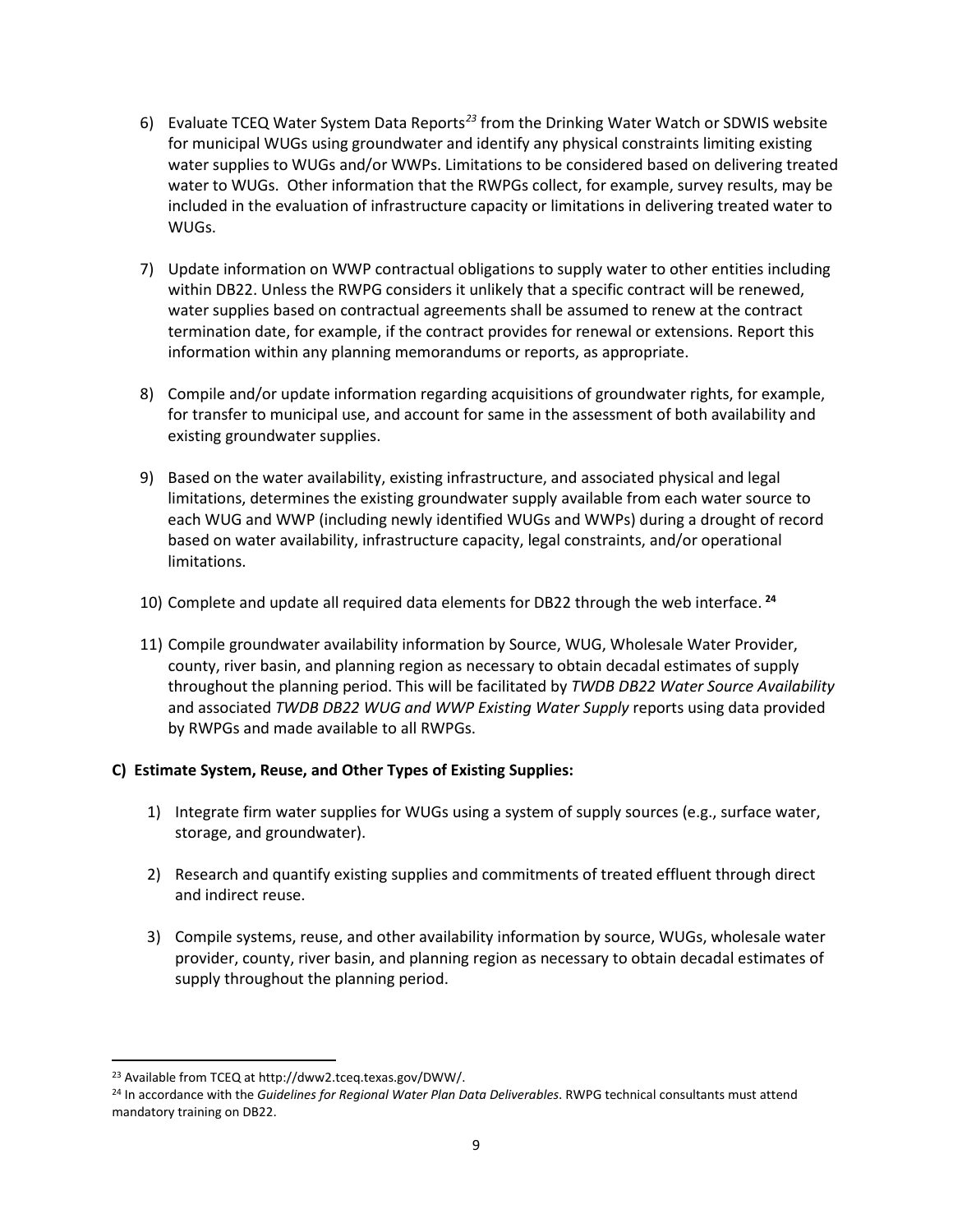6) Evaluate TCEQ Water System Data Reports[23] from the Drinking Water Watch or SDWIS website for municipal WUGs using groundwater and identify any physical constraints limiting existing water supplies to WUGs and/or WWPs. Limitations to be considered based on delivering treated water to WUGs. Other information that the RWPGs collect, for example, survey results, may be included in the evaluation of infrastructure capacity or limitations in delivering treated water to WUGs.

7) Update information on WWP contractual obligations to supply water to other entities including within DB22. Unless the RWPG considers it unlikely that a specific contract will be renewed, water supplies based on contractual agreements shall be assumed to renew at the contract termination date, for example, if the contract provides for renewal or extensions. Report this information within any planning memorandums or reports, as appropriate.

8) Compile and/or update information regarding acquisitions of groundwater rights, for example, for transfer to municipal use, and account for same in the assessment of both availability and existing groundwater supplies.

9) Based on the water availability, existing infrastructure, and associated physical and legal limitations, determines the existing groundwater supply available from each water source to each WUG and WWP (including newly identified WUGs and WWPs) during a drought of record based on water availability, infrastructure capacity, legal constraints, and/or operational limitations.

10) Complete and update all required data elements for DB22 through the web interface. [24]

11) Compile groundwater availability information by Source, WUG, Wholesale Water Provider, county, river basin, and planning region as necessary to obtain decadal estimates of supply throughout the planning period. This will be facilitated by *TWDB DB22 Water Source Availability* and associated *TWDB DB22 WUG and WWP Existing Water Supply* reports using data provided by RWPGs and made available to all RWPGs.

**C) Estimate System, Reuse, and Other Types of Existing Supplies:**

1) Integrate firm water supplies for WUGs using a system of supply sources (e.g., surface water, storage, and groundwater).

2) Research and quantify existing supplies and commitments of treated effluent through direct and indirect reuse.

3) Compile systems, reuse, and other availability information by source, WUGs, wholesale water provider, county, river basin, and planning region as necessary to obtain decadal estimates of supply throughout the planning period.

---

[23] Available from TCEQ at http://dww2.tceq.texas.gov/DWW/.

[24] In accordance with the *Guidelines for Regional Water Plan Data Deliverables*. RWPG technical consultants must attend mandatory training on DB22.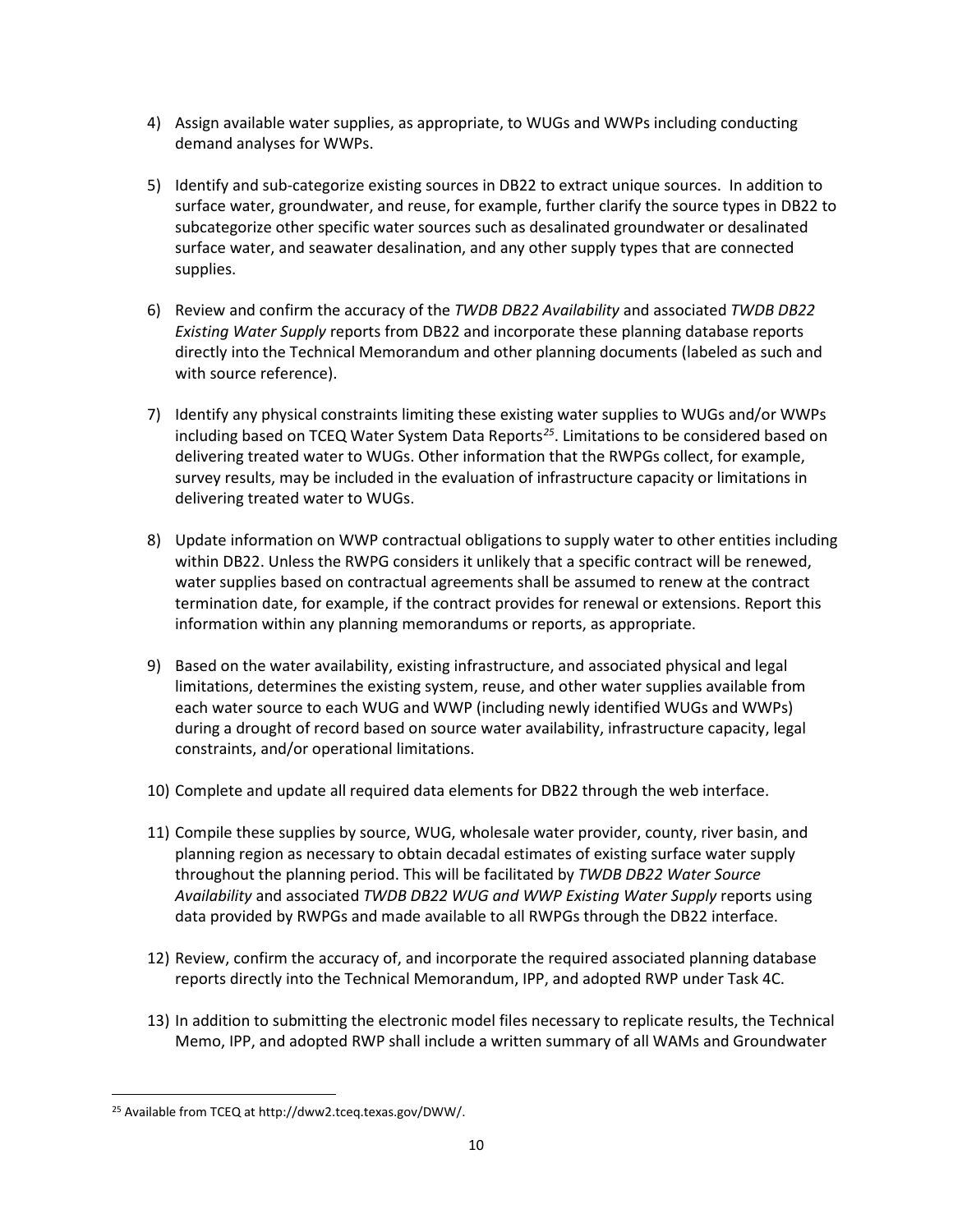4) Assign available water supplies, as appropriate, to WUGs and WWPs including conducting demand analyses for WWPs.

5) Identify and sub-categorize existing sources in DB22 to extract unique sources. In addition to surface water, groundwater, and reuse, for example, further clarify the source types in DB22 to subcategorize other specific water sources such as desalinated groundwater or desalinated surface water, and seawater desalination, and any other supply types that are connected supplies.

6) Review and confirm the accuracy of the *TWDB DB22 Availability* and associated *TWDB DB22 Existing Water Supply* reports from DB22 and incorporate these planning database reports directly into the Technical Memorandum and other planning documents (labeled as such and with source reference).

7) Identify any physical constraints limiting these existing water supplies to WUGs and/or WWPs including based on TCEQ Water System Data Reports[25]. Limitations to be considered based on delivering treated water to WUGs. Other information that the RWPGs collect, for example, survey results, may be included in the evaluation of infrastructure capacity or limitations in delivering treated water to WUGs.

8) Update information on WWP contractual obligations to supply water to other entities including within DB22. Unless the RWPG considers it unlikely that a specific contract will be renewed, water supplies based on contractual agreements shall be assumed to renew at the contract termination date, for example, if the contract provides for renewal or extensions. Report this information within any planning memorandums or reports, as appropriate.

9) Based on the water availability, existing infrastructure, and associated physical and legal limitations, determines the existing system, reuse, and other water supplies available from each water source to each WUG and WWP (including newly identified WUGs and WWPs) during a drought of record based on source water availability, infrastructure capacity, legal constraints, and/or operational limitations.

10) Complete and update all required data elements for DB22 through the web interface.

11) Compile these supplies by source, WUG, wholesale water provider, county, river basin, and planning region as necessary to obtain decadal estimates of existing surface water supply throughout the planning period. This will be facilitated by *TWDB DB22 Water Source Availability* and associated *TWDB DB22 WUG and WWP Existing Water Supply* reports using data provided by RWPGs and made available to all RWPGs through the DB22 interface.

12) Review, confirm the accuracy of, and incorporate the required associated planning database reports directly into the Technical Memorandum, IPP, and adopted RWP under Task 4C.

13) In addition to submitting the electronic model files necessary to replicate results, the Technical Memo, IPP, and adopted RWP shall include a written summary of all WAMs and Groundwater

---

[25] Available from TCEQ at http://dww2.tceq.texas.gov/DWW/.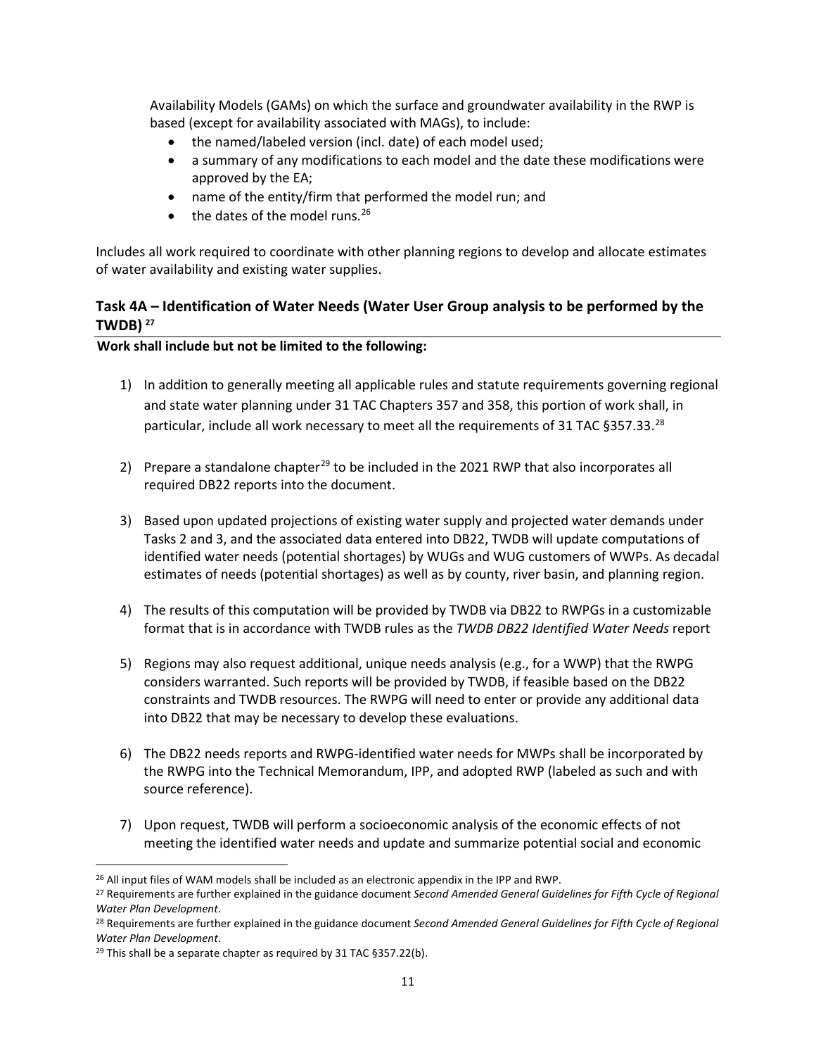Availability Models (GAMs) on which the surface and groundwater availability in the RWP is based (except for availability associated with MAGs), to include:

- the named/labeled version (incl. date) of each model used;
- a summary of any modifications to each model and the date these modifications were approved by the EA;
- name of the entity/firm that performed the model run; and
- the dates of the model runs.[26]

Includes all work required to coordinate with other planning regions to develop and allocate estimates of water availability and existing water supplies.

## Task 4A – Identification of Water Needs (Water User Group analysis to be performed by the TWDB) [27]

**Work shall include but not be limited to the following:**

1) In addition to generally meeting all applicable rules and statute requirements governing regional and state water planning under 31 TAC Chapters 357 and 358, this portion of work shall, in particular, include all work necessary to meet all the requirements of 31 TAC §357.33.[28]

2) Prepare a standalone chapter[29] to be included in the 2021 RWP that also incorporates all required DB22 reports into the document.

3) Based upon updated projections of existing water supply and projected water demands under Tasks 2 and 3, and the associated data entered into DB22, TWDB will update computations of identified water needs (potential shortages) by WUGs and WUG customers of WWPs. As decadal estimates of needs (potential shortages) as well as by county, river basin, and planning region.

4) The results of this computation will be provided by TWDB via DB22 to RWPGs in a customizable format that is in accordance with TWDB rules as the *TWDB DB22 Identified Water Needs* report

5) Regions may also request additional, unique needs analysis (e.g., for a WWP) that the RWPG considers warranted. Such reports will be provided by TWDB, if feasible based on the DB22 constraints and TWDB resources. The RWPG will need to enter or provide any additional data into DB22 that may be necessary to develop these evaluations.

6) The DB22 needs reports and RWPG-identified water needs for MWPs shall be incorporated by the RWPG into the Technical Memorandum, IPP, and adopted RWP (labeled as such and with source reference).

7) Upon request, TWDB will perform a socioeconomic analysis of the economic effects of not meeting the identified water needs and update and summarize potential social and economic

---

[26] All input files of WAM models shall be included as an electronic appendix in the IPP and RWP.

[27] Requirements are further explained in the guidance document *Second Amended General Guidelines for Fifth Cycle of Regional Water Plan Development*.

[28] Requirements are further explained in the guidance document *Second Amended General Guidelines for Fifth Cycle of Regional Water Plan Development*.

[29] This shall be a separate chapter as required by 31 TAC §357.22(b).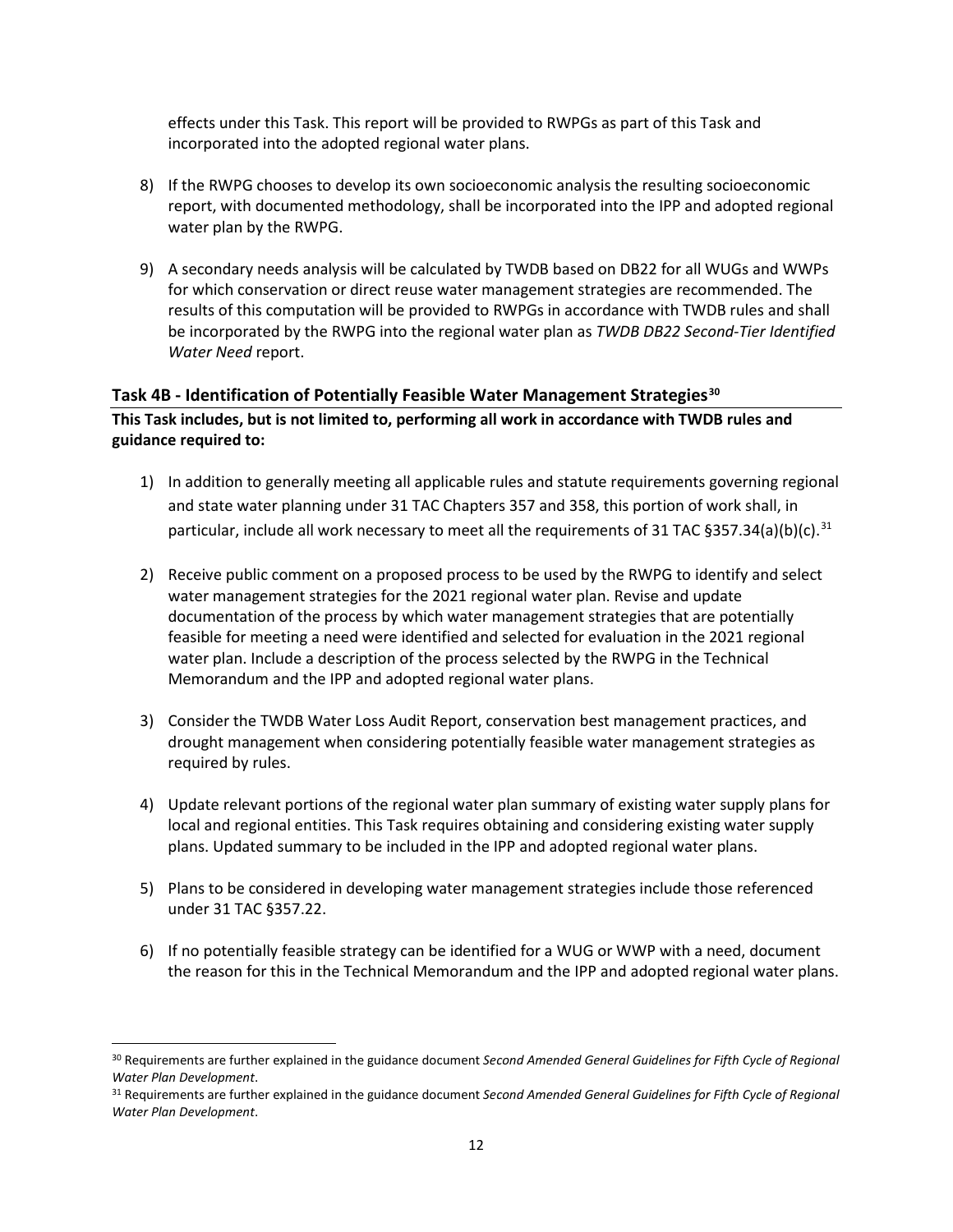effects under this Task. This report will be provided to RWPGs as part of this Task and incorporated into the adopted regional water plans.

8) If the RWPG chooses to develop its own socioeconomic analysis the resulting socioeconomic report, with documented methodology, shall be incorporated into the IPP and adopted regional water plan by the RWPG.

9) A secondary needs analysis will be calculated by TWDB based on DB22 for all WUGs and WWPs for which conservation or direct reuse water management strategies are recommended. The results of this computation will be provided to RWPGs in accordance with TWDB rules and shall be incorporated by the RWPG into the regional water plan as *TWDB DB22 Second-Tier Identified Water Need* report.

## Task 4B - Identification of Potentially Feasible Water Management Strategies[30]

**This Task includes, but is not limited to, performing all work in accordance with TWDB rules and guidance required to:**

1) In addition to generally meeting all applicable rules and statute requirements governing regional and state water planning under 31 TAC Chapters 357 and 358, this portion of work shall, in particular, include all work necessary to meet all the requirements of 31 TAC §357.34(a)(b)(c).[31]

2) Receive public comment on a proposed process to be used by the RWPG to identify and select water management strategies for the 2021 regional water plan. Revise and update documentation of the process by which water management strategies that are potentially feasible for meeting a need were identified and selected for evaluation in the 2021 regional water plan. Include a description of the process selected by the RWPG in the Technical Memorandum and the IPP and adopted regional water plans.

3) Consider the TWDB Water Loss Audit Report, conservation best management practices, and drought management when considering potentially feasible water management strategies as required by rules.

4) Update relevant portions of the regional water plan summary of existing water supply plans for local and regional entities. This Task requires obtaining and considering existing water supply plans. Updated summary to be included in the IPP and adopted regional water plans.

5) Plans to be considered in developing water management strategies include those referenced under 31 TAC §357.22.

6) If no potentially feasible strategy can be identified for a WUG or WWP with a need, document the reason for this in the Technical Memorandum and the IPP and adopted regional water plans.

---

[30] Requirements are further explained in the guidance document *Second Amended General Guidelines for Fifth Cycle of Regional Water Plan Development*.

[31] Requirements are further explained in the guidance document *Second Amended General Guidelines for Fifth Cycle of Regional Water Plan Development*.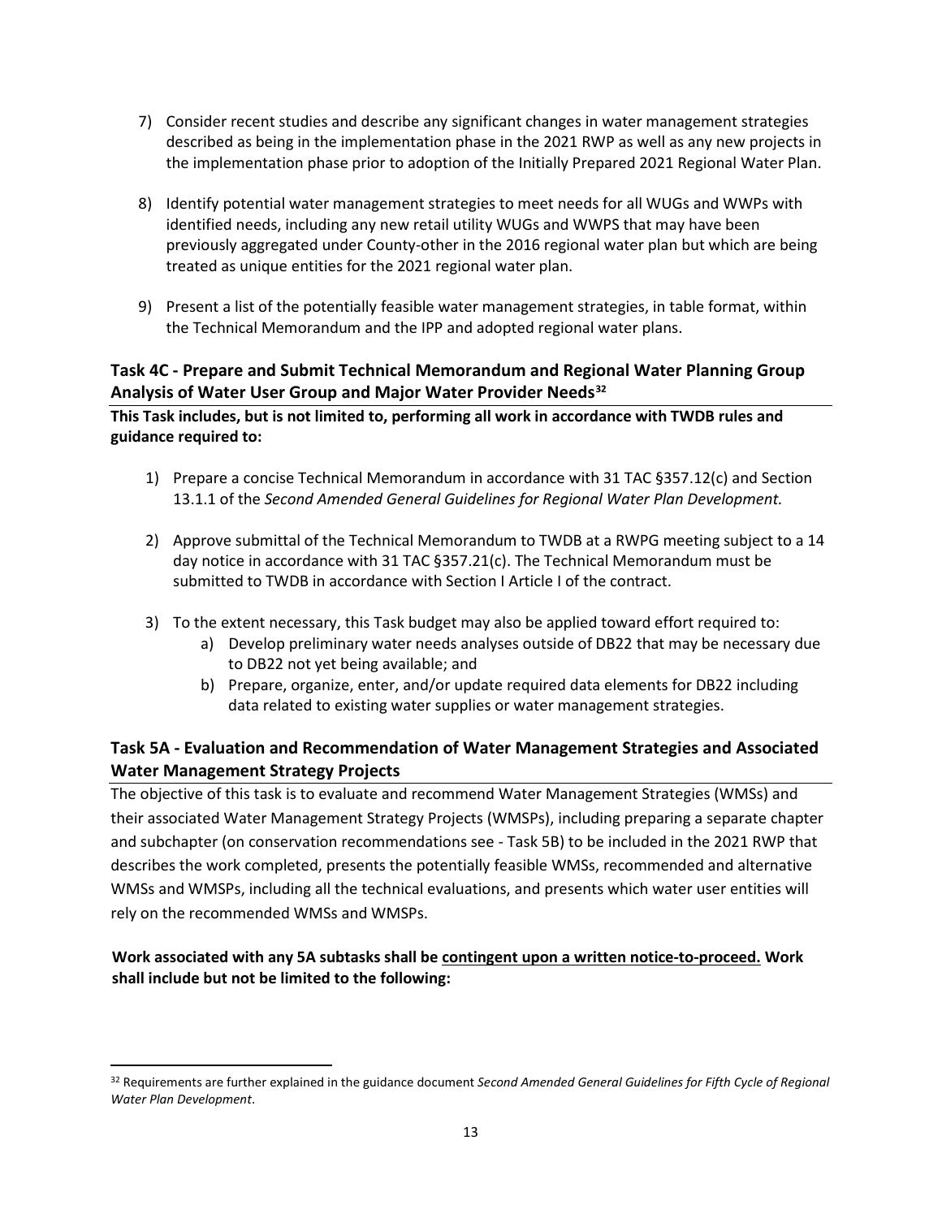7) Consider recent studies and describe any significant changes in water management strategies described as being in the implementation phase in the 2021 RWP as well as any new projects in the implementation phase prior to adoption of the Initially Prepared 2021 Regional Water Plan.

8) Identify potential water management strategies to meet needs for all WUGs and WWPs with identified needs, including any new retail utility WUGs and WWPS that may have been previously aggregated under County-other in the 2016 regional water plan but which are being treated as unique entities for the 2021 regional water plan.

9) Present a list of the potentially feasible water management strategies, in table format, within the Technical Memorandum and the IPP and adopted regional water plans.

### Task 4C - Prepare and Submit Technical Memorandum and Regional Water Planning Group Analysis of Water User Group and Major Water Provider Needs[32]

**This Task includes, but is not limited to, performing all work in accordance with TWDB rules and guidance required to:**

1) Prepare a concise Technical Memorandum in accordance with 31 TAC §357.12(c) and Section 13.1.1 of the *Second Amended General Guidelines for Regional Water Plan Development.*

2) Approve submittal of the Technical Memorandum to TWDB at a RWPG meeting subject to a 14 day notice in accordance with 31 TAC §357.21(c). The Technical Memorandum must be submitted to TWDB in accordance with Section I Article I of the contract.

3) To the extent necessary, this Task budget may also be applied toward effort required to:
    a) Develop preliminary water needs analyses outside of DB22 that may be necessary due to DB22 not yet being available; and
    b) Prepare, organize, enter, and/or update required data elements for DB22 including data related to existing water supplies or water management strategies.

### Task 5A - Evaluation and Recommendation of Water Management Strategies and Associated Water Management Strategy Projects

The objective of this task is to evaluate and recommend Water Management Strategies (WMSs) and their associated Water Management Strategy Projects (WMSPs), including preparing a separate chapter and subchapter (on conservation recommendations see - Task 5B) to be included in the 2021 RWP that describes the work completed, presents the potentially feasible WMSs, recommended and alternative WMSs and WMSPs, including all the technical evaluations, and presents which water user entities will rely on the recommended WMSs and WMSPs.

**Work associated with any 5A subtasks shall be <u>contingent upon a written notice-to-proceed.</u> Work shall include but not be limited to the following:**

[32] Requirements are further explained in the guidance document *Second Amended General Guidelines for Fifth Cycle of Regional Water Plan Development*.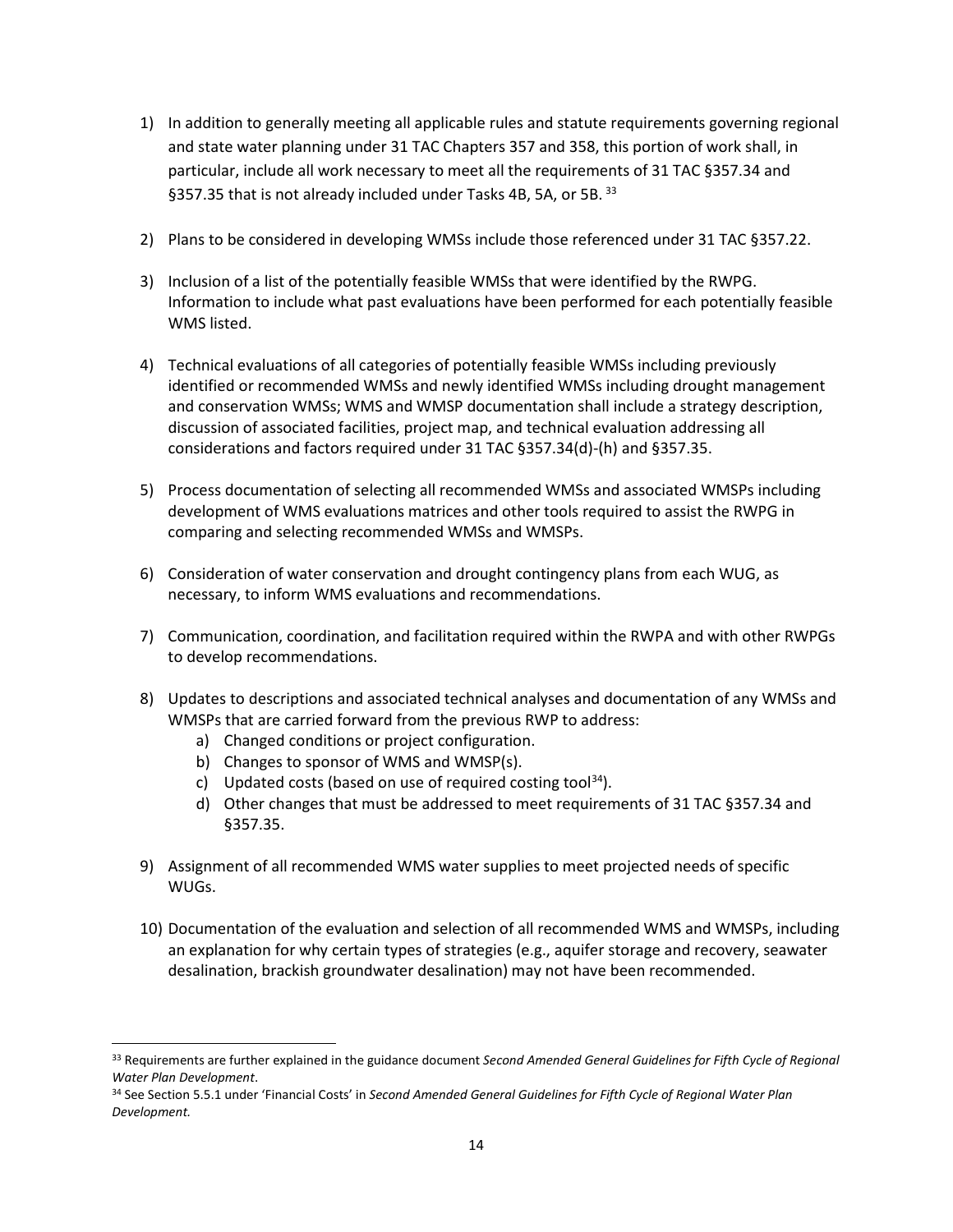1) In addition to generally meeting all applicable rules and statute requirements governing regional and state water planning under 31 TAC Chapters 357 and 358, this portion of work shall, in particular, include all work necessary to meet all the requirements of 31 TAC §357.34 and §357.35 that is not already included under Tasks 4B, 5A, or 5B. [33]

2) Plans to be considered in developing WMSs include those referenced under 31 TAC §357.22.

3) Inclusion of a list of the potentially feasible WMSs that were identified by the RWPG. Information to include what past evaluations have been performed for each potentially feasible WMS listed.

4) Technical evaluations of all categories of potentially feasible WMSs including previously identified or recommended WMSs and newly identified WMSs including drought management and conservation WMSs; WMS and WMSP documentation shall include a strategy description, discussion of associated facilities, project map, and technical evaluation addressing all considerations and factors required under 31 TAC §357.34(d)-(h) and §357.35.

5) Process documentation of selecting all recommended WMSs and associated WMSPs including development of WMS evaluations matrices and other tools required to assist the RWPG in comparing and selecting recommended WMSs and WMSPs.

6) Consideration of water conservation and drought contingency plans from each WUG, as necessary, to inform WMS evaluations and recommendations.

7) Communication, coordination, and facilitation required within the RWPA and with other RWPGs to develop recommendations.

8) Updates to descriptions and associated technical analyses and documentation of any WMSs and WMSPs that are carried forward from the previous RWP to address:
   a) Changed conditions or project configuration.
   b) Changes to sponsor of WMS and WMSP(s).
   c) Updated costs (based on use of required costing tool[34]).
   d) Other changes that must be addressed to meet requirements of 31 TAC §357.34 and §357.35.

9) Assignment of all recommended WMS water supplies to meet projected needs of specific WUGs.

10) Documentation of the evaluation and selection of all recommended WMS and WMSPs, including an explanation for why certain types of strategies (e.g., aquifer storage and recovery, seawater desalination, brackish groundwater desalination) may not have been recommended.

---

[33] Requirements are further explained in the guidance document *Second Amended General Guidelines for Fifth Cycle of Regional Water Plan Development*.

[34] See Section 5.5.1 under 'Financial Costs' in *Second Amended General Guidelines for Fifth Cycle of Regional Water Plan Development.*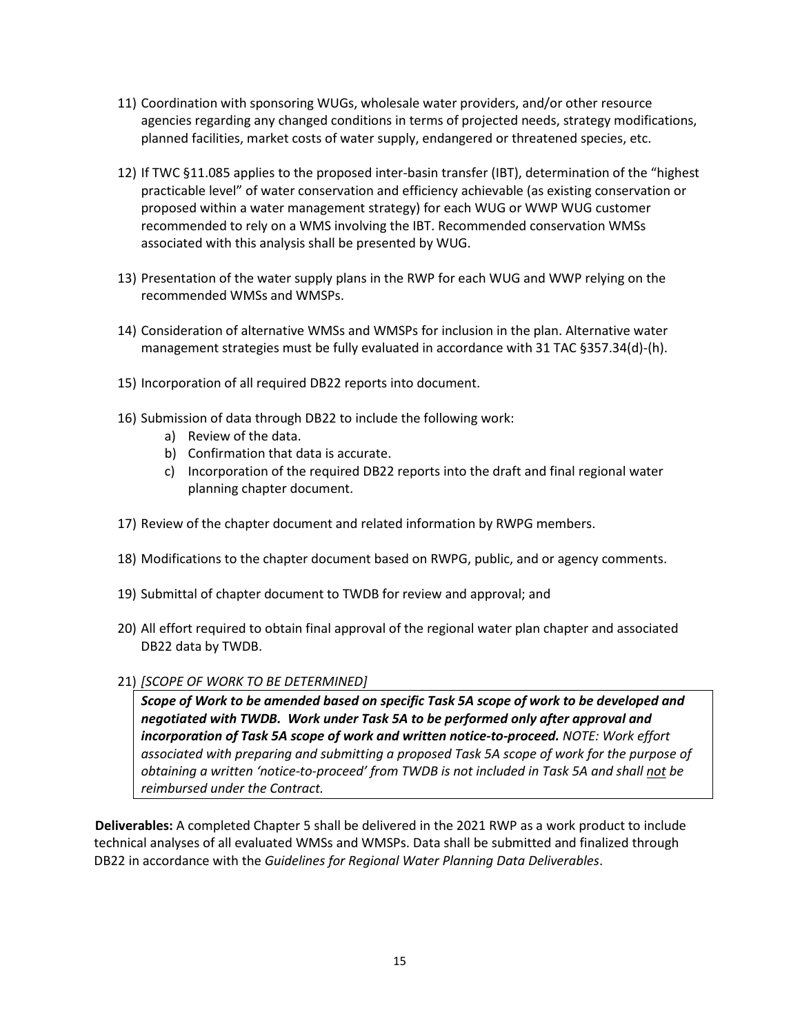11) Coordination with sponsoring WUGs, wholesale water providers, and/or other resource agencies regarding any changed conditions in terms of projected needs, strategy modifications, planned facilities, market costs of water supply, endangered or threatened species, etc.

12) If TWC §11.085 applies to the proposed inter-basin transfer (IBT), determination of the "highest practicable level" of water conservation and efficiency achievable (as existing conservation or proposed within a water management strategy) for each WUG or WWP WUG customer recommended to rely on a WMS involving the IBT. Recommended conservation WMSs associated with this analysis shall be presented by WUG.

13) Presentation of the water supply plans in the RWP for each WUG and WWP relying on the recommended WMSs and WMSPs.

14) Consideration of alternative WMSs and WMSPs for inclusion in the plan. Alternative water management strategies must be fully evaluated in accordance with 31 TAC §357.34(d)-(h).

15) Incorporation of all required DB22 reports into document.

16) Submission of data through DB22 to include the following work:
    a) Review of the data.
    b) Confirmation that data is accurate.
    c) Incorporation of the required DB22 reports into the draft and final regional water planning chapter document.

17) Review of the chapter document and related information by RWPG members.

18) Modifications to the chapter document based on RWPG, public, and or agency comments.

19) Submittal of chapter document to TWDB for review and approval; and

20) All effort required to obtain final approval of the regional water plan chapter and associated DB22 data by TWDB.

21) *[SCOPE OF WORK TO BE DETERMINED]*

    ***Scope of Work to be amended based on specific Task 5A scope of work to be developed and negotiated with TWDB. Work under Task 5A to be performed only after approval and incorporation of Task 5A scope of work and written notice-to-proceed.*** *NOTE: Work effort associated with preparing and submitting a proposed Task 5A scope of work for the purpose of obtaining a written 'notice-to-proceed' from TWDB is not included in Task 5A and shall not be reimbursed under the Contract.*

**Deliverables:** A completed Chapter 5 shall be delivered in the 2021 RWP as a work product to include technical analyses of all evaluated WMSs and WMSPs. Data shall be submitted and finalized through DB22 in accordance with the *Guidelines for Regional Water Planning Data Deliverables*.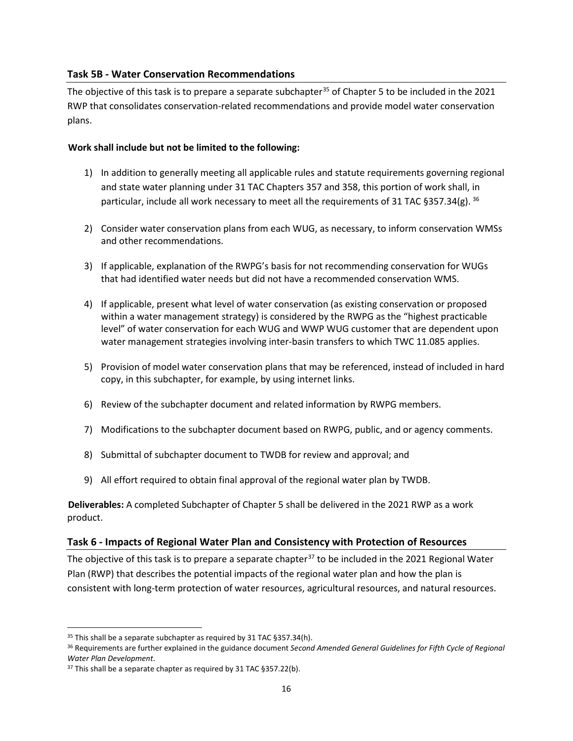### Task 5B - Water Conservation Recommendations

The objective of this task is to prepare a separate subchapter[35] of Chapter 5 to be included in the 2021 RWP that consolidates conservation-related recommendations and provide model water conservation plans.

**Work shall include but not be limited to the following:**

1) In addition to generally meeting all applicable rules and statute requirements governing regional and state water planning under 31 TAC Chapters 357 and 358, this portion of work shall, in particular, include all work necessary to meet all the requirements of 31 TAC §357.34(g). [36]
2) Consider water conservation plans from each WUG, as necessary, to inform conservation WMSs and other recommendations.
3) If applicable, explanation of the RWPG's basis for not recommending conservation for WUGs that had identified water needs but did not have a recommended conservation WMS.
4) If applicable, present what level of water conservation (as existing conservation or proposed within a water management strategy) is considered by the RWPG as the "highest practicable level" of water conservation for each WUG and WWP WUG customer that are dependent upon water management strategies involving inter-basin transfers to which TWC 11.085 applies.
5) Provision of model water conservation plans that may be referenced, instead of included in hard copy, in this subchapter, for example, by using internet links.
6) Review of the subchapter document and related information by RWPG members.
7) Modifications to the subchapter document based on RWPG, public, and or agency comments.
8) Submittal of subchapter document to TWDB for review and approval; and
9) All effort required to obtain final approval of the regional water plan by TWDB.

**Deliverables:** A completed Subchapter of Chapter 5 shall be delivered in the 2021 RWP as a work product.

### Task 6 - Impacts of Regional Water Plan and Consistency with Protection of Resources

The objective of this task is to prepare a separate chapter[37] to be included in the 2021 Regional Water Plan (RWP) that describes the potential impacts of the regional water plan and how the plan is consistent with long-term protection of water resources, agricultural resources, and natural resources.

---

[35] This shall be a separate subchapter as required by 31 TAC §357.34(h).

[36] Requirements are further explained in the guidance document *Second Amended General Guidelines for Fifth Cycle of Regional Water Plan Development*.

[37] This shall be a separate chapter as required by 31 TAC §357.22(b).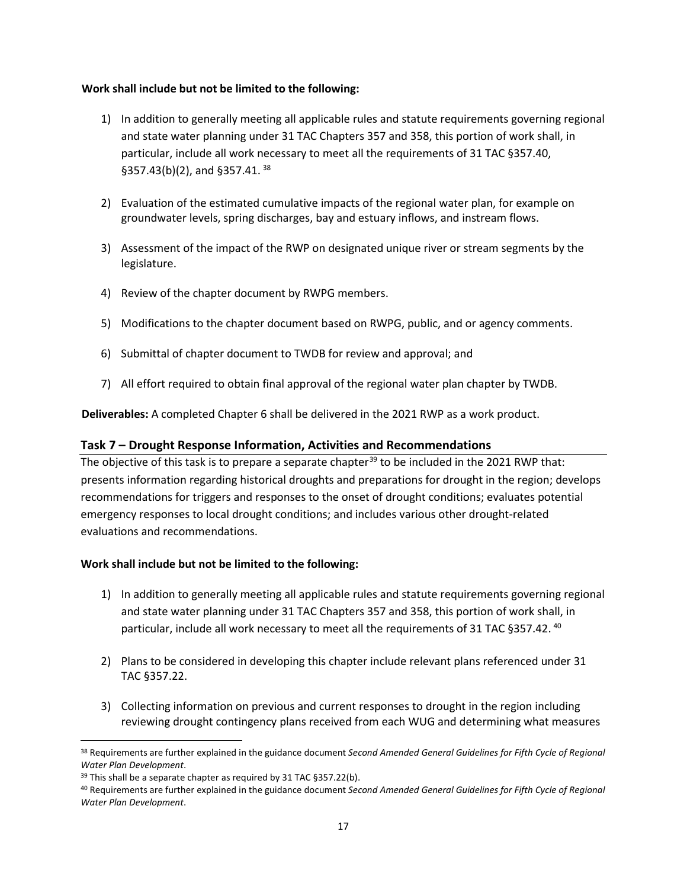**Work shall include but not be limited to the following:**

1) In addition to generally meeting all applicable rules and statute requirements governing regional and state water planning under 31 TAC Chapters 357 and 358, this portion of work shall, in particular, include all work necessary to meet all the requirements of 31 TAC §357.40, §357.43(b)(2), and §357.41. [38]

2) Evaluation of the estimated cumulative impacts of the regional water plan, for example on groundwater levels, spring discharges, bay and estuary inflows, and instream flows.

3) Assessment of the impact of the RWP on designated unique river or stream segments by the legislature.

4) Review of the chapter document by RWPG members.

5) Modifications to the chapter document based on RWPG, public, and or agency comments.

6) Submittal of chapter document to TWDB for review and approval; and

7) All effort required to obtain final approval of the regional water plan chapter by TWDB.

**Deliverables:** A completed Chapter 6 shall be delivered in the 2021 RWP as a work product.

## Task 7 – Drought Response Information, Activities and Recommendations

The objective of this task is to prepare a separate chapter[39] to be included in the 2021 RWP that: presents information regarding historical droughts and preparations for drought in the region; develops recommendations for triggers and responses to the onset of drought conditions; evaluates potential emergency responses to local drought conditions; and includes various other drought-related evaluations and recommendations.

**Work shall include but not be limited to the following:**

1) In addition to generally meeting all applicable rules and statute requirements governing regional and state water planning under 31 TAC Chapters 357 and 358, this portion of work shall, in particular, include all work necessary to meet all the requirements of 31 TAC §357.42. [40]

2) Plans to be considered in developing this chapter include relevant plans referenced under 31 TAC §357.22.

3) Collecting information on previous and current responses to drought in the region including reviewing drought contingency plans received from each WUG and determining what measures

---

[38] Requirements are further explained in the guidance document *Second Amended General Guidelines for Fifth Cycle of Regional Water Plan Development*.

[39] This shall be a separate chapter as required by 31 TAC §357.22(b).

[40] Requirements are further explained in the guidance document *Second Amended General Guidelines for Fifth Cycle of Regional Water Plan Development*.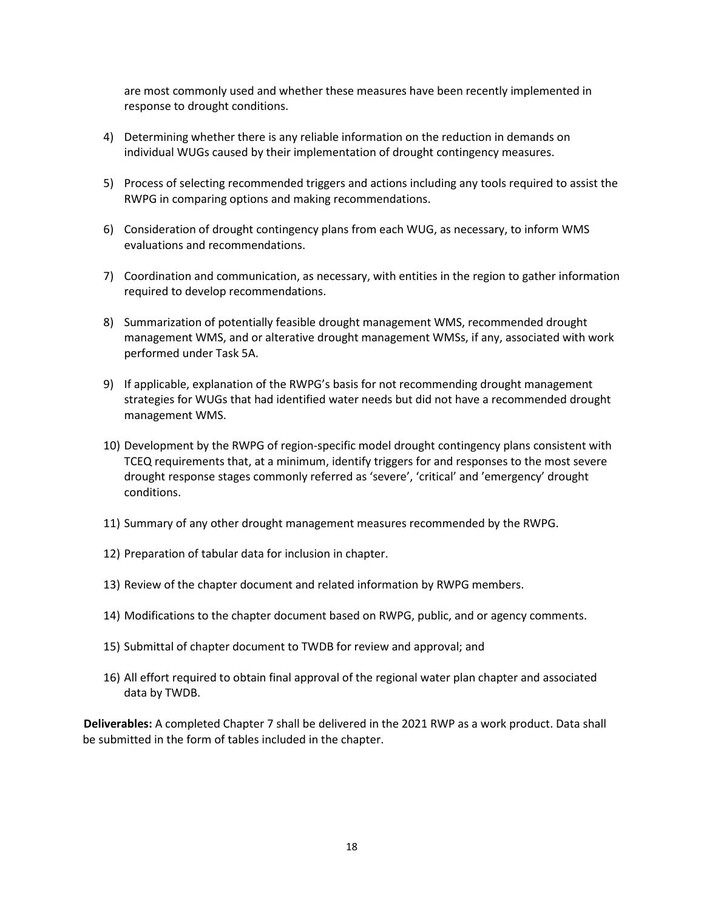are most commonly used and whether these measures have been recently implemented in response to drought conditions.

4) Determining whether there is any reliable information on the reduction in demands on individual WUGs caused by their implementation of drought contingency measures.

5) Process of selecting recommended triggers and actions including any tools required to assist the RWPG in comparing options and making recommendations.

6) Consideration of drought contingency plans from each WUG, as necessary, to inform WMS evaluations and recommendations.

7) Coordination and communication, as necessary, with entities in the region to gather information required to develop recommendations.

8) Summarization of potentially feasible drought management WMS, recommended drought management WMS, and or alterative drought management WMSs, if any, associated with work performed under Task 5A.

9) If applicable, explanation of the RWPG's basis for not recommending drought management strategies for WUGs that had identified water needs but did not have a recommended drought management WMS.

10) Development by the RWPG of region-specific model drought contingency plans consistent with TCEQ requirements that, at a minimum, identify triggers for and responses to the most severe drought response stages commonly referred as 'severe', 'critical' and 'emergency' drought conditions.

11) Summary of any other drought management measures recommended by the RWPG.

12) Preparation of tabular data for inclusion in chapter.

13) Review of the chapter document and related information by RWPG members.

14) Modifications to the chapter document based on RWPG, public, and or agency comments.

15) Submittal of chapter document to TWDB for review and approval; and

16) All effort required to obtain final approval of the regional water plan chapter and associated data by TWDB.

**Deliverables:** A completed Chapter 7 shall be delivered in the 2021 RWP as a work product. Data shall be submitted in the form of tables included in the chapter.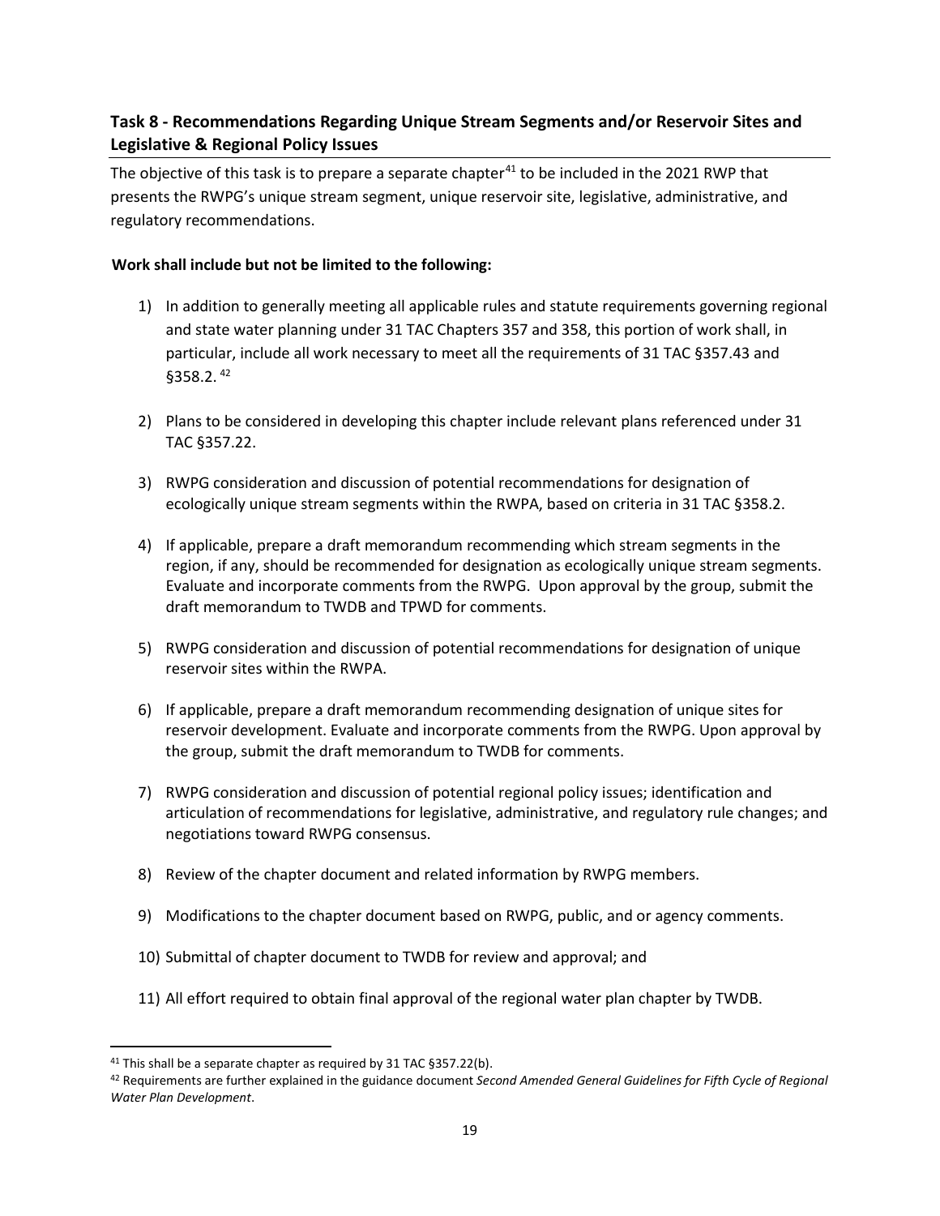### Task 8 - Recommendations Regarding Unique Stream Segments and/or Reservoir Sites and Legislative & Regional Policy Issues

The objective of this task is to prepare a separate chapter[41] to be included in the 2021 RWP that presents the RWPG's unique stream segment, unique reservoir site, legislative, administrative, and regulatory recommendations.

**Work shall include but not be limited to the following:**

1) In addition to generally meeting all applicable rules and statute requirements governing regional and state water planning under 31 TAC Chapters 357 and 358, this portion of work shall, in particular, include all work necessary to meet all the requirements of 31 TAC §357.43 and §358.2.[42]

2) Plans to be considered in developing this chapter include relevant plans referenced under 31 TAC §357.22.

3) RWPG consideration and discussion of potential recommendations for designation of ecologically unique stream segments within the RWPA, based on criteria in 31 TAC §358.2.

4) If applicable, prepare a draft memorandum recommending which stream segments in the region, if any, should be recommended for designation as ecologically unique stream segments. Evaluate and incorporate comments from the RWPG. Upon approval by the group, submit the draft memorandum to TWDB and TPWD for comments.

5) RWPG consideration and discussion of potential recommendations for designation of unique reservoir sites within the RWPA.

6) If applicable, prepare a draft memorandum recommending designation of unique sites for reservoir development. Evaluate and incorporate comments from the RWPG. Upon approval by the group, submit the draft memorandum to TWDB for comments.

7) RWPG consideration and discussion of potential regional policy issues; identification and articulation of recommendations for legislative, administrative, and regulatory rule changes; and negotiations toward RWPG consensus.

8) Review of the chapter document and related information by RWPG members.

9) Modifications to the chapter document based on RWPG, public, and or agency comments.

10) Submittal of chapter document to TWDB for review and approval; and

11) All effort required to obtain final approval of the regional water plan chapter by TWDB.

---

[41] This shall be a separate chapter as required by 31 TAC §357.22(b).

[42] Requirements are further explained in the guidance document *Second Amended General Guidelines for Fifth Cycle of Regional Water Plan Development*.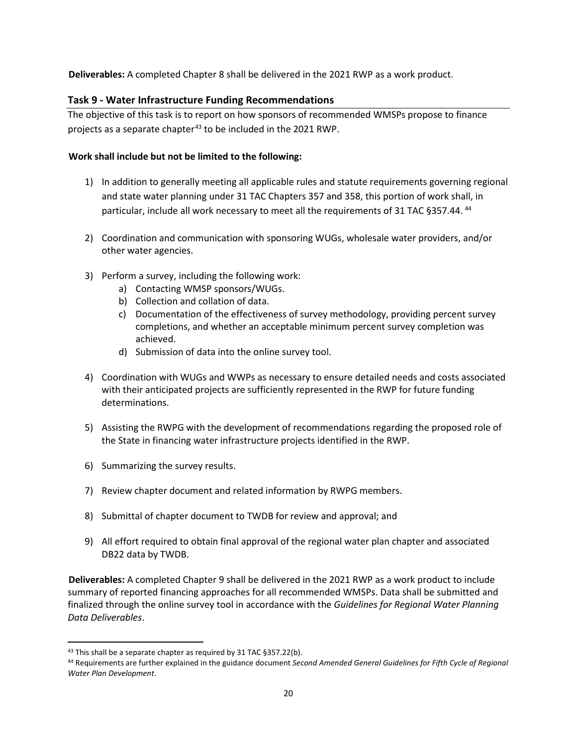**Deliverables:** A completed Chapter 8 shall be delivered in the 2021 RWP as a work product.

## Task 9 - Water Infrastructure Funding Recommendations

The objective of this task is to report on how sponsors of recommended WMSPs propose to finance projects as a separate chapter[43] to be included in the 2021 RWP.

**Work shall include but not be limited to the following:**

1) In addition to generally meeting all applicable rules and statute requirements governing regional and state water planning under 31 TAC Chapters 357 and 358, this portion of work shall, in particular, include all work necessary to meet all the requirements of 31 TAC §357.44. [44]

2) Coordination and communication with sponsoring WUGs, wholesale water providers, and/or other water agencies.

3) Perform a survey, including the following work:
   a) Contacting WMSP sponsors/WUGs.
   b) Collection and collation of data.
   c) Documentation of the effectiveness of survey methodology, providing percent survey completions, and whether an acceptable minimum percent survey completion was achieved.
   d) Submission of data into the online survey tool.

4) Coordination with WUGs and WWPs as necessary to ensure detailed needs and costs associated with their anticipated projects are sufficiently represented in the RWP for future funding determinations.

5) Assisting the RWPG with the development of recommendations regarding the proposed role of the State in financing water infrastructure projects identified in the RWP.

6) Summarizing the survey results.

7) Review chapter document and related information by RWPG members.

8) Submittal of chapter document to TWDB for review and approval; and

9) All effort required to obtain final approval of the regional water plan chapter and associated DB22 data by TWDB.

**Deliverables:** A completed Chapter 9 shall be delivered in the 2021 RWP as a work product to include summary of reported financing approaches for all recommended WMSPs. Data shall be submitted and finalized through the online survey tool in accordance with the *Guidelines for Regional Water Planning Data Deliverables*.

---

[43] This shall be a separate chapter as required by 31 TAC §357.22(b).

[44] Requirements are further explained in the guidance document *Second Amended General Guidelines for Fifth Cycle of Regional Water Plan Development*.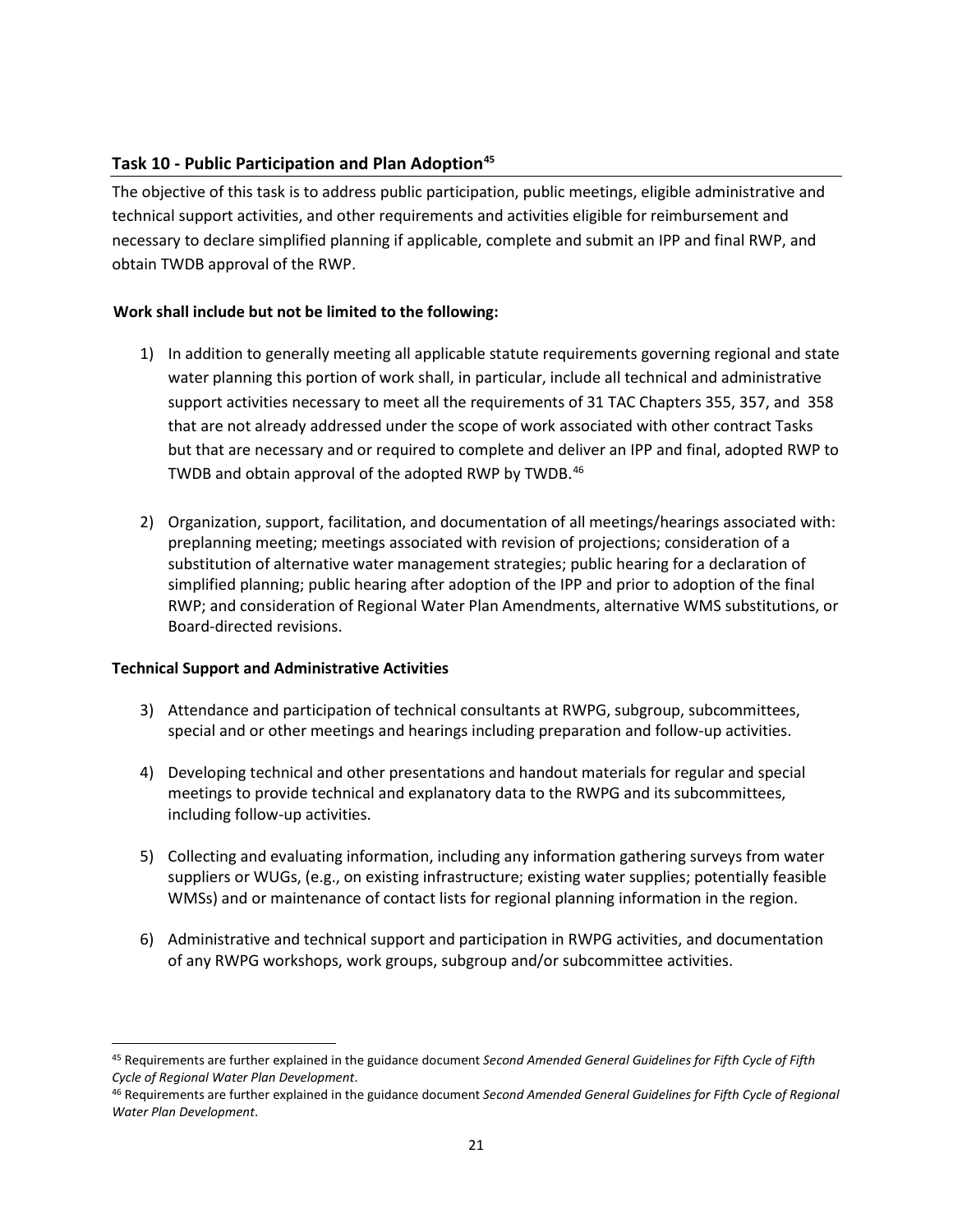### Task 10 - Public Participation and Plan Adoption[45]

The objective of this task is to address public participation, public meetings, eligible administrative and technical support activities, and other requirements and activities eligible for reimbursement and necessary to declare simplified planning if applicable, complete and submit an IPP and final RWP, and obtain TWDB approval of the RWP.

**Work shall include but not be limited to the following:**

1) In addition to generally meeting all applicable statute requirements governing regional and state water planning this portion of work shall, in particular, include all technical and administrative support activities necessary to meet all the requirements of 31 TAC Chapters 355, 357, and 358 that are not already addressed under the scope of work associated with other contract Tasks but that are necessary and or required to complete and deliver an IPP and final, adopted RWP to TWDB and obtain approval of the adopted RWP by TWDB.[46]

2) Organization, support, facilitation, and documentation of all meetings/hearings associated with: preplanning meeting; meetings associated with revision of projections; consideration of a substitution of alternative water management strategies; public hearing for a declaration of simplified planning; public hearing after adoption of the IPP and prior to adoption of the final RWP; and consideration of Regional Water Plan Amendments, alternative WMS substitutions, or Board-directed revisions.

**Technical Support and Administrative Activities**

3) Attendance and participation of technical consultants at RWPG, subgroup, subcommittees, special and or other meetings and hearings including preparation and follow-up activities.

4) Developing technical and other presentations and handout materials for regular and special meetings to provide technical and explanatory data to the RWPG and its subcommittees, including follow-up activities.

5) Collecting and evaluating information, including any information gathering surveys from water suppliers or WUGs, (e.g., on existing infrastructure; existing water supplies; potentially feasible WMSs) and or maintenance of contact lists for regional planning information in the region.

6) Administrative and technical support and participation in RWPG activities, and documentation of any RWPG workshops, work groups, subgroup and/or subcommittee activities.

---

[45] Requirements are further explained in the guidance document *Second Amended General Guidelines for Fifth Cycle of Fifth Cycle of Regional Water Plan Development*.

[46] Requirements are further explained in the guidance document *Second Amended General Guidelines for Fifth Cycle of Regional Water Plan Development*.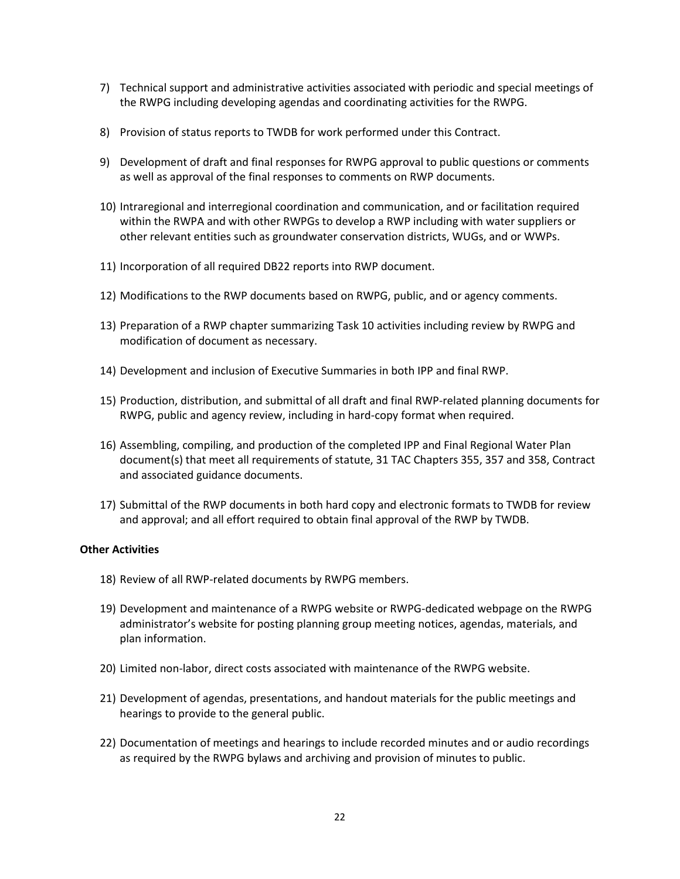7) Technical support and administrative activities associated with periodic and special meetings of the RWPG including developing agendas and coordinating activities for the RWPG.

8) Provision of status reports to TWDB for work performed under this Contract.

9) Development of draft and final responses for RWPG approval to public questions or comments as well as approval of the final responses to comments on RWP documents.

10) Intraregional and interregional coordination and communication, and or facilitation required within the RWPA and with other RWPGs to develop a RWP including with water suppliers or other relevant entities such as groundwater conservation districts, WUGs, and or WWPs.

11) Incorporation of all required DB22 reports into RWP document.

12) Modifications to the RWP documents based on RWPG, public, and or agency comments.

13) Preparation of a RWP chapter summarizing Task 10 activities including review by RWPG and modification of document as necessary.

14) Development and inclusion of Executive Summaries in both IPP and final RWP.

15) Production, distribution, and submittal of all draft and final RWP-related planning documents for RWPG, public and agency review, including in hard-copy format when required.

16) Assembling, compiling, and production of the completed IPP and Final Regional Water Plan document(s) that meet all requirements of statute, 31 TAC Chapters 355, 357 and 358, Contract and associated guidance documents.

17) Submittal of the RWP documents in both hard copy and electronic formats to TWDB for review and approval; and all effort required to obtain final approval of the RWP by TWDB.

**Other Activities**

18) Review of all RWP-related documents by RWPG members.

19) Development and maintenance of a RWPG website or RWPG-dedicated webpage on the RWPG administrator's website for posting planning group meeting notices, agendas, materials, and plan information.

20) Limited non-labor, direct costs associated with maintenance of the RWPG website.

21) Development of agendas, presentations, and handout materials for the public meetings and hearings to provide to the general public.

22) Documentation of meetings and hearings to include recorded minutes and or audio recordings as required by the RWPG bylaws and archiving and provision of minutes to public.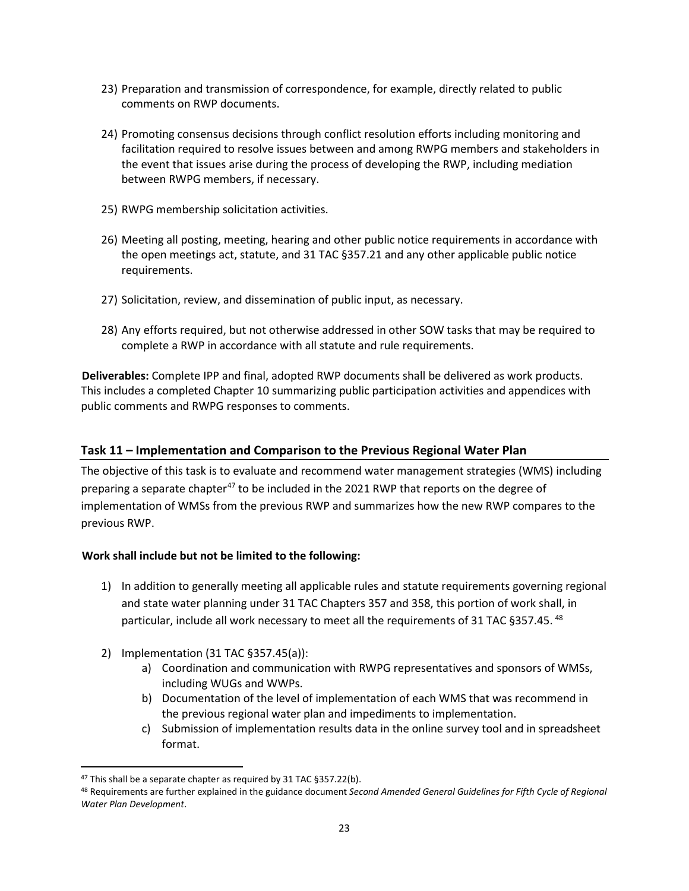23) Preparation and transmission of correspondence, for example, directly related to public comments on RWP documents.

24) Promoting consensus decisions through conflict resolution efforts including monitoring and facilitation required to resolve issues between and among RWPG members and stakeholders in the event that issues arise during the process of developing the RWP, including mediation between RWPG members, if necessary.

25) RWPG membership solicitation activities.

26) Meeting all posting, meeting, hearing and other public notice requirements in accordance with the open meetings act, statute, and 31 TAC §357.21 and any other applicable public notice requirements.

27) Solicitation, review, and dissemination of public input, as necessary.

28) Any efforts required, but not otherwise addressed in other SOW tasks that may be required to complete a RWP in accordance with all statute and rule requirements.

**Deliverables:** Complete IPP and final, adopted RWP documents shall be delivered as work products. This includes a completed Chapter 10 summarizing public participation activities and appendices with public comments and RWPG responses to comments.

## Task 11 – Implementation and Comparison to the Previous Regional Water Plan

The objective of this task is to evaluate and recommend water management strategies (WMS) including preparing a separate chapter[47] to be included in the 2021 RWP that reports on the degree of implementation of WMSs from the previous RWP and summarizes how the new RWP compares to the previous RWP.

**Work shall include but not be limited to the following:**

1) In addition to generally meeting all applicable rules and statute requirements governing regional and state water planning under 31 TAC Chapters 357 and 358, this portion of work shall, in particular, include all work necessary to meet all the requirements of 31 TAC §357.45. [48]

2) Implementation (31 TAC §357.45(a)):
    a) Coordination and communication with RWPG representatives and sponsors of WMSs, including WUGs and WWPs.
    b) Documentation of the level of implementation of each WMS that was recommend in the previous regional water plan and impediments to implementation.
    c) Submission of implementation results data in the online survey tool and in spreadsheet format.

---

[47] This shall be a separate chapter as required by 31 TAC §357.22(b).

[48] Requirements are further explained in the guidance document *Second Amended General Guidelines for Fifth Cycle of Regional Water Plan Development*.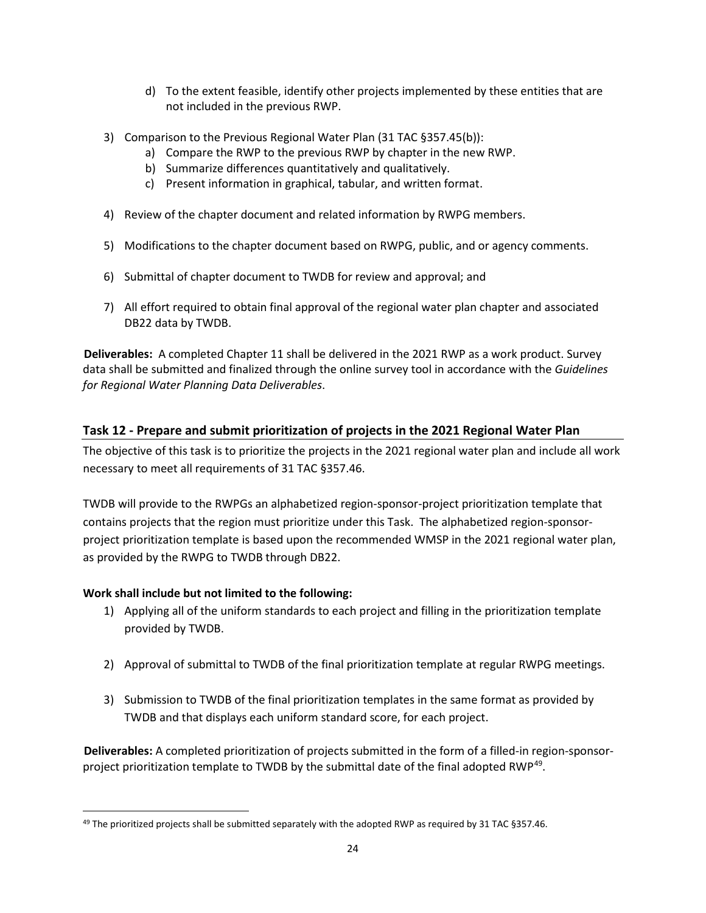d) To the extent feasible, identify other projects implemented by these entities that are not included in the previous RWP.

3) Comparison to the Previous Regional Water Plan (31 TAC §357.45(b)):
   a) Compare the RWP to the previous RWP by chapter in the new RWP.
   b) Summarize differences quantitatively and qualitatively.
   c) Present information in graphical, tabular, and written format.

4) Review of the chapter document and related information by RWPG members.

5) Modifications to the chapter document based on RWPG, public, and or agency comments.

6) Submittal of chapter document to TWDB for review and approval; and

7) All effort required to obtain final approval of the regional water plan chapter and associated DB22 data by TWDB.

**Deliverables:** A completed Chapter 11 shall be delivered in the 2021 RWP as a work product. Survey data shall be submitted and finalized through the online survey tool in accordance with the *Guidelines for Regional Water Planning Data Deliverables*.

## Task 12 - Prepare and submit prioritization of projects in the 2021 Regional Water Plan

The objective of this task is to prioritize the projects in the 2021 regional water plan and include all work necessary to meet all requirements of 31 TAC §357.46.

TWDB will provide to the RWPGs an alphabetized region-sponsor-project prioritization template that contains projects that the region must prioritize under this Task. The alphabetized region-sponsor-project prioritization template is based upon the recommended WMSP in the 2021 regional water plan, as provided by the RWPG to TWDB through DB22.

**Work shall include but not limited to the following:**

1) Applying all of the uniform standards to each project and filling in the prioritization template provided by TWDB.

2) Approval of submittal to TWDB of the final prioritization template at regular RWPG meetings.

3) Submission to TWDB of the final prioritization templates in the same format as provided by TWDB and that displays each uniform standard score, for each project.

**Deliverables:** A completed prioritization of projects submitted in the form of a filled-in region-sponsor-project prioritization template to TWDB by the submittal date of the final adopted RWP[49].

[49] The prioritized projects shall be submitted separately with the adopted RWP as required by 31 TAC §357.46.